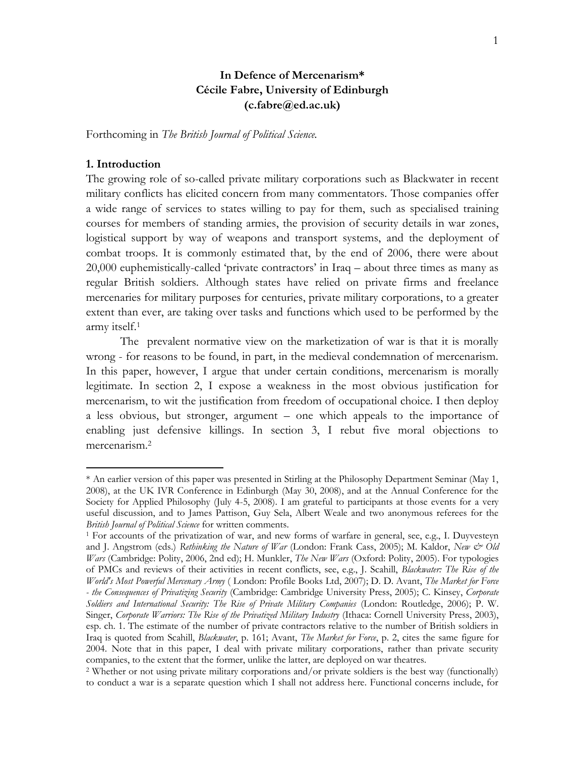# In Defence of Mercenarism*

**Cécile Fabre, University of Edinburgh**
**(c.fabre@ed.ac.uk)**

Forthcoming in *The British Journal of Political Science.*

## 1. Introduction

The growing role of so-called private military corporations such as Blackwater in recent military conflicts has elicited concern from many commentators. Those companies offer a wide range of services to states willing to pay for them, such as specialised training courses for members of standing armies, the provision of security details in war zones, logistical support by way of weapons and transport systems, and the deployment of combat troops. It is commonly estimated that, by the end of 2006, there were about 20,000 euphemistically-called 'private contractors' in Iraq – about three times as many as regular British soldiers. Although states have relied on private firms and freelance mercenaries for military purposes for centuries, private military corporations, to a greater extent than ever, are taking over tasks and functions which used to be performed by the army itself.[1]

The prevalent normative view on the marketization of war is that it is morally wrong - for reasons to be found, in part, in the medieval condemnation of mercenarism. In this paper, however, I argue that under certain conditions, mercenarism is morally legitimate. In section 2, I expose a weakness in the most obvious justification for mercenarism, to wit the justification from freedom of occupational choice. I then deploy a less obvious, but stronger, argument – one which appeals to the importance of enabling just defensive killings. In section 3, I rebut five moral objections to mercenarism.[2]

---

\* An earlier version of this paper was presented in Stirling at the Philosophy Department Seminar (May 1, 2008), at the UK IVR Conference in Edinburgh (May 30, 2008), and at the Annual Conference for the Society for Applied Philosophy (July 4-5, 2008). I am grateful to participants at those events for a very useful discussion, and to James Pattison, Guy Sela, Albert Weale and two anonymous referees for the *British Journal of Political Science* for written comments.

[1] For accounts of the privatization of war, and new forms of warfare in general, see, e.g., I. Duyvesteyn and J. Angstrom (eds.) *Rethinking the Nature of War* (London: Frank Cass, 2005); M. Kaldor, *New & Old Wars* (Cambridge: Polity, 2006, 2nd ed); H. Munkler, *The New Wars* (Oxford: Polity, 2005). For typologies of PMCs and reviews of their activities in recent conflicts, see, e.g., J. Scahill, *Blackwater: The Rise of the World's Most Powerful Mercenary Army* ( London: Profile Books Ltd, 2007); D. D. Avant, *The Market for Force - the Consequences of Privatizing Security* (Cambridge: Cambridge University Press, 2005); C. Kinsey, *Corporate Soldiers and International Security: The Rise of Private Military Companies* (London: Routledge, 2006); P. W. Singer, *Corporate Warriors: The Rise of the Privatized Military Industry* (Ithaca: Cornell University Press, 2003), esp. ch. 1. The estimate of the number of private contractors relative to the number of British soldiers in Iraq is quoted from Scahill, *Blackwater*, p. 161; Avant, *The Market for Force*, p. 2, cites the same figure for 2004. Note that in this paper, I deal with private military corporations, rather than private security companies, to the extent that the former, unlike the latter, are deployed on war theatres.

[2] Whether or not using private military corporations and/or private soldiers is the best way (functionally) to conduct a war is a separate question which I shall not address here. Functional concerns include, for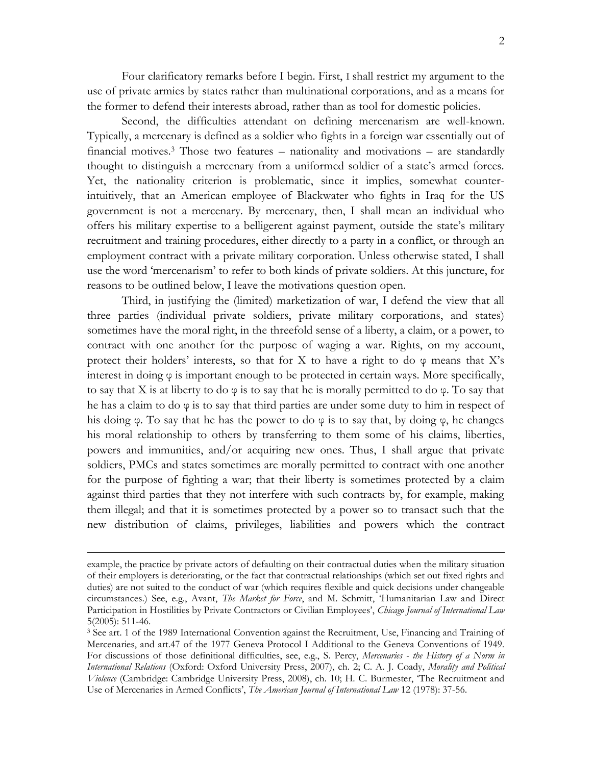Four clarificatory remarks before I begin. First, I shall restrict my argument to the use of private armies by states rather than multinational corporations, and as a means for the former to defend their interests abroad, rather than as tool for domestic policies.

Second, the difficulties attendant on defining mercenarism are well-known. Typically, a mercenary is defined as a soldier who fights in a foreign war essentially out of financial motives.[3] Those two features – nationality and motivations – are standardly thought to distinguish a mercenary from a uniformed soldier of a state's armed forces. Yet, the nationality criterion is problematic, since it implies, somewhat counter-intuitively, that an American employee of Blackwater who fights in Iraq for the US government is not a mercenary. By mercenary, then, I shall mean an individual who offers his military expertise to a belligerent against payment, outside the state's military recruitment and training procedures, either directly to a party in a conflict, or through an employment contract with a private military corporation. Unless otherwise stated, I shall use the word 'mercenarism' to refer to both kinds of private soldiers. At this juncture, for reasons to be outlined below, I leave the motivations question open.

Third, in justifying the (limited) marketization of war, I defend the view that all three parties (individual private soldiers, private military corporations, and states) sometimes have the moral right, in the threefold sense of a liberty, a claim, or a power, to contract with one another for the purpose of waging a war. Rights, on my account, protect their holders' interests, so that for X to have a right to do $\varphi$ means that X's interest in doing $\varphi$ is important enough to be protected in certain ways. More specifically, to say that X is at liberty to do $\varphi$ is to say that he is morally permitted to do $\varphi$. To say that he has a claim to do $\varphi$ is to say that third parties are under some duty to him in respect of his doing $\varphi$. To say that he has the power to do $\varphi$ is to say that, by doing $\varphi$, he changes his moral relationship to others by transferring to them some of his claims, liberties, powers and immunities, and/or acquiring new ones. Thus, I shall argue that private soldiers, PMCs and states sometimes are morally permitted to contract with one another for the purpose of fighting a war; that their liberty is sometimes protected by a claim against third parties that they not interfere with such contracts by, for example, making them illegal; and that it is sometimes protected by a power so to transact such that the new distribution of claims, privileges, liabilities and powers which the contract

---

example, the practice by private actors of defaulting on their contractual duties when the military situation of their employers is deteriorating, or the fact that contractual relationships (which set out fixed rights and duties) are not suited to the conduct of war (which requires flexible and quick decisions under changeable circumstances.) See, e.g., Avant, *The Market for Force*, and M. Schmitt, 'Humanitarian Law and Direct Participation in Hostilities by Private Contractors or Civilian Employees', *Chicago Journal of International Law* 5(2005): 511-46.

[3] See art. 1 of the 1989 International Convention against the Recruitment, Use, Financing and Training of Mercenaries, and art.47 of the 1977 Geneva Protocol I Additional to the Geneva Conventions of 1949. For discussions of those definitional difficulties, see, e.g., S. Percy, *Mercenaries - the History of a Norm in International Relations* (Oxford: Oxford University Press, 2007), ch. 2; C. A. J. Coady, *Morality and Political Violence* (Cambridge: Cambridge University Press, 2008), ch. 10; H. C. Burmester, 'The Recruitment and Use of Mercenaries in Armed Conflicts', *The American Journal of International Law* 12 (1978): 37-56.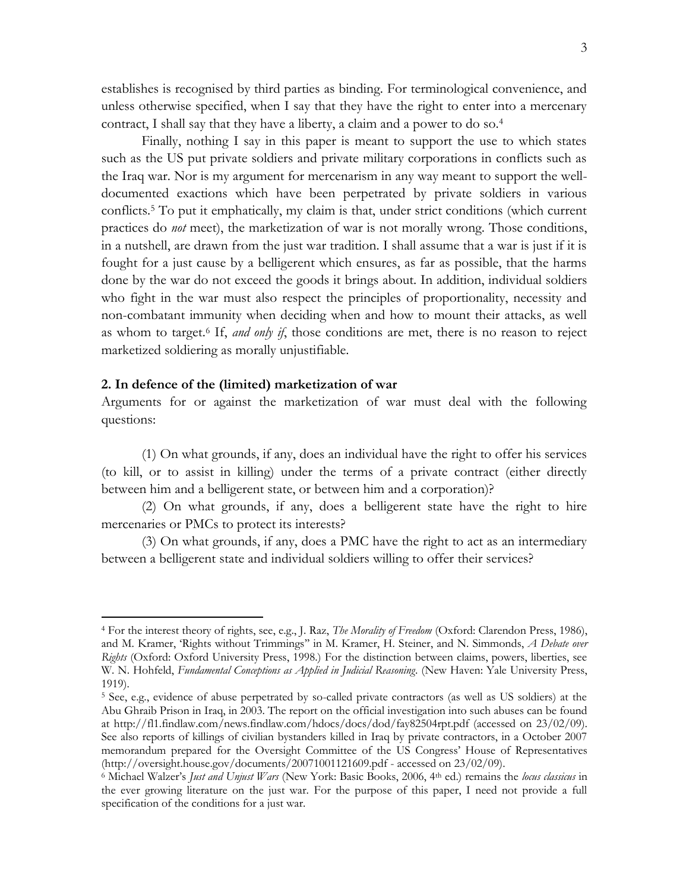establishes is recognised by third parties as binding. For terminological convenience, and unless otherwise specified, when I say that they have the right to enter into a mercenary contract, I shall say that they have a liberty, a claim and a power to do so.[4]

Finally, nothing I say in this paper is meant to support the use to which states such as the US put private soldiers and private military corporations in conflicts such as the Iraq war. Nor is my argument for mercenarism in any way meant to support the well-documented exactions which have been perpetrated by private soldiers in various conflicts.[5] To put it emphatically, my claim is that, under strict conditions (which current practices do *not* meet), the marketization of war is not morally wrong. Those conditions, in a nutshell, are drawn from the just war tradition. I shall assume that a war is just if it is fought for a just cause by a belligerent which ensures, as far as possible, that the harms done by the war do not exceed the goods it brings about. In addition, individual soldiers who fight in the war must also respect the principles of proportionality, necessity and non-combatant immunity when deciding when and how to mount their attacks, as well as whom to target.[6] If, *and only if*, those conditions are met, there is no reason to reject marketized soldiering as morally unjustifiable.

## 2. In defence of the (limited) marketization of war

Arguments for or against the marketization of war must deal with the following questions:

(1) On what grounds, if any, does an individual have the right to offer his services (to kill, or to assist in killing) under the terms of a private contract (either directly between him and a belligerent state, or between him and a corporation)?

(2) On what grounds, if any, does a belligerent state have the right to hire mercenaries or PMCs to protect its interests?

(3) On what grounds, if any, does a PMC have the right to act as an intermediary between a belligerent state and individual soldiers willing to offer their services?

---

[4] For the interest theory of rights, see, e.g., J. Raz, *The Morality of Freedom* (Oxford: Clarendon Press, 1986), and M. Kramer, 'Rights without Trimmings" in M. Kramer, H. Steiner, and N. Simmonds, *A Debate over Rights* (Oxford: Oxford University Press, 1998.) For the distinction between claims, powers, liberties, see W. N. Hohfeld, *Fundamental Conceptions as Applied in Judicial Reasoning*. (New Haven: Yale University Press, 1919).

[5] See, e.g., evidence of abuse perpetrated by so-called private contractors (as well as US soldiers) at the Abu Ghraib Prison in Iraq, in 2003. The report on the official investigation into such abuses can be found at http://fl1.findlaw.com/news.findlaw.com/hdocs/docs/dod/fay82504rpt.pdf (accessed on 23/02/09). See also reports of killings of civilian bystanders killed in Iraq by private contractors, in a October 2007 memorandum prepared for the Oversight Committee of the US Congress' House of Representatives (http://oversight.house.gov/documents/20071001121609.pdf - accessed on 23/02/09).

[6] Michael Walzer's *Just and Unjust Wars* (New York: Basic Books, 2006, 4th ed.) remains the *locus classicus* in the ever growing literature on the just war. For the purpose of this paper, I need not provide a full specification of the conditions for a just war.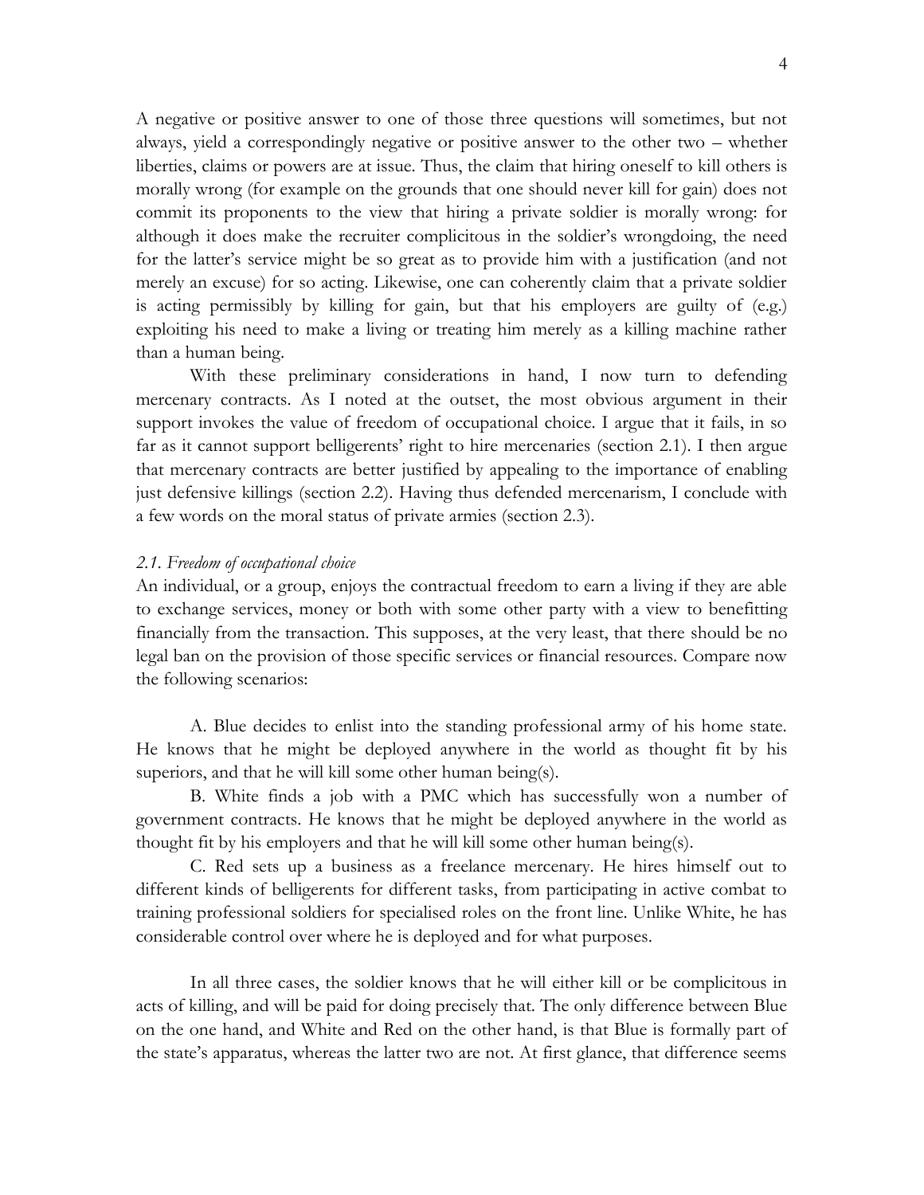A negative or positive answer to one of those three questions will sometimes, but not always, yield a correspondingly negative or positive answer to the other two – whether liberties, claims or powers are at issue. Thus, the claim that hiring oneself to kill others is morally wrong (for example on the grounds that one should never kill for gain) does not commit its proponents to the view that hiring a private soldier is morally wrong: for although it does make the recruiter complicitous in the soldier's wrongdoing, the need for the latter's service might be so great as to provide him with a justification (and not merely an excuse) for so acting. Likewise, one can coherently claim that a private soldier is acting permissibly by killing for gain, but that his employers are guilty of (e.g.) exploiting his need to make a living or treating him merely as a killing machine rather than a human being.

With these preliminary considerations in hand, I now turn to defending mercenary contracts. As I noted at the outset, the most obvious argument in their support invokes the value of freedom of occupational choice. I argue that it fails, in so far as it cannot support belligerents' right to hire mercenaries (section 2.1). I then argue that mercenary contracts are better justified by appealing to the importance of enabling just defensive killings (section 2.2). Having thus defended mercenarism, I conclude with a few words on the moral status of private armies (section 2.3).

### *2.1. Freedom of occupational choice*

An individual, or a group, enjoys the contractual freedom to earn a living if they are able to exchange services, money or both with some other party with a view to benefitting financially from the transaction. This supposes, at the very least, that there should be no legal ban on the provision of those specific services or financial resources. Compare now the following scenarios:

A. Blue decides to enlist into the standing professional army of his home state. He knows that he might be deployed anywhere in the world as thought fit by his superiors, and that he will kill some other human being(s).

B. White finds a job with a PMC which has successfully won a number of government contracts. He knows that he might be deployed anywhere in the world as thought fit by his employers and that he will kill some other human being(s).

C. Red sets up a business as a freelance mercenary. He hires himself out to different kinds of belligerents for different tasks, from participating in active combat to training professional soldiers for specialised roles on the front line. Unlike White, he has considerable control over where he is deployed and for what purposes.

In all three cases, the soldier knows that he will either kill or be complicitous in acts of killing, and will be paid for doing precisely that. The only difference between Blue on the one hand, and White and Red on the other hand, is that Blue is formally part of the state's apparatus, whereas the latter two are not. At first glance, that difference seems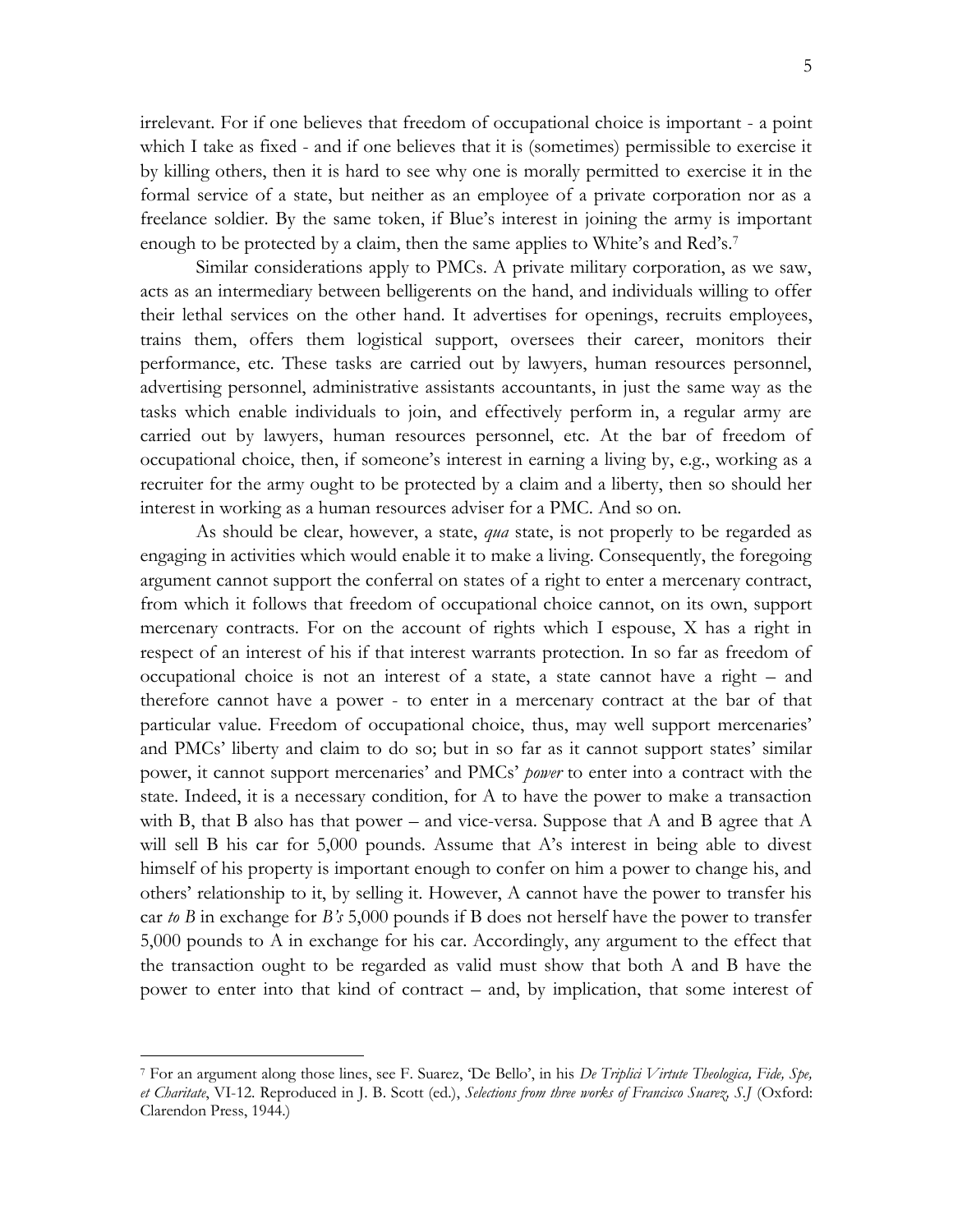irrelevant. For if one believes that freedom of occupational choice is important - a point which I take as fixed - and if one believes that it is (sometimes) permissible to exercise it by killing others, then it is hard to see why one is morally permitted to exercise it in the formal service of a state, but neither as an employee of a private corporation nor as a freelance soldier. By the same token, if Blue's interest in joining the army is important enough to be protected by a claim, then the same applies to White's and Red's.[7]

Similar considerations apply to PMCs. A private military corporation, as we saw, acts as an intermediary between belligerents on the hand, and individuals willing to offer their lethal services on the other hand. It advertises for openings, recruits employees, trains them, offers them logistical support, oversees their career, monitors their performance, etc. These tasks are carried out by lawyers, human resources personnel, advertising personnel, administrative assistants accountants, in just the same way as the tasks which enable individuals to join, and effectively perform in, a regular army are carried out by lawyers, human resources personnel, etc. At the bar of freedom of occupational choice, then, if someone's interest in earning a living by, e.g., working as a recruiter for the army ought to be protected by a claim and a liberty, then so should her interest in working as a human resources adviser for a PMC. And so on.

As should be clear, however, a state, *qua* state, is not properly to be regarded as engaging in activities which would enable it to make a living. Consequently, the foregoing argument cannot support the conferral on states of a right to enter a mercenary contract, from which it follows that freedom of occupational choice cannot, on its own, support mercenary contracts. For on the account of rights which I espouse, X has a right in respect of an interest of his if that interest warrants protection. In so far as freedom of occupational choice is not an interest of a state, a state cannot have a right – and therefore cannot have a power - to enter in a mercenary contract at the bar of that particular value. Freedom of occupational choice, thus, may well support mercenaries' and PMCs' liberty and claim to do so; but in so far as it cannot support states' similar power, it cannot support mercenaries' and PMCs' *power* to enter into a contract with the state. Indeed, it is a necessary condition, for A to have the power to make a transaction with B, that B also has that power – and vice-versa. Suppose that A and B agree that A will sell B his car for 5,000 pounds. Assume that A's interest in being able to divest himself of his property is important enough to confer on him a power to change his, and others' relationship to it, by selling it. However, A cannot have the power to transfer his car *to B* in exchange for *B's* 5,000 pounds if B does not herself have the power to transfer 5,000 pounds to A in exchange for his car. Accordingly, any argument to the effect that the transaction ought to be regarded as valid must show that both A and B have the power to enter into that kind of contract – and, by implication, that some interest of

---

[7] For an argument along those lines, see F. Suarez, 'De Bello', in his *De Triplici Virtute Theologica, Fide, Spe, et Charitate*, VI-12. Reproduced in J. B. Scott (ed.), *Selections from three works of Francisco Suarez, S.J* (Oxford: Clarendon Press, 1944.)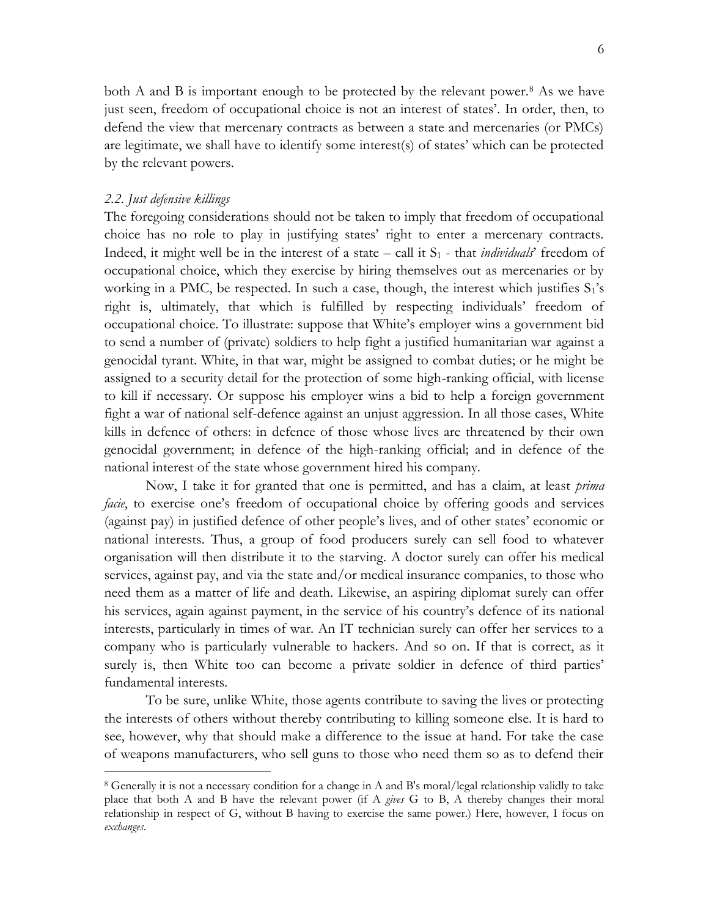both A and B is important enough to be protected by the relevant power.[8] As we have just seen, freedom of occupational choice is not an interest of states'. In order, then, to defend the view that mercenary contracts as between a state and mercenaries (or PMCs) are legitimate, we shall have to identify some interest(s) of states' which can be protected by the relevant powers.

### *2.2. Just defensive killings*

The foregoing considerations should not be taken to imply that freedom of occupational choice has no role to play in justifying states' right to enter a mercenary contracts. Indeed, it might well be in the interest of a state – call it $S_1$ - that *individuals*' freedom of occupational choice, which they exercise by hiring themselves out as mercenaries or by working in a PMC, be respected. In such a case, though, the interest which justifies $S_1$'s right is, ultimately, that which is fulfilled by respecting individuals' freedom of occupational choice. To illustrate: suppose that White's employer wins a government bid to send a number of (private) soldiers to help fight a justified humanitarian war against a genocidal tyrant. White, in that war, might be assigned to combat duties; or he might be assigned to a security detail for the protection of some high-ranking official, with license to kill if necessary. Or suppose his employer wins a bid to help a foreign government fight a war of national self-defence against an unjust aggression. In all those cases, White kills in defence of others: in defence of those whose lives are threatened by their own genocidal government; in defence of the high-ranking official; and in defence of the national interest of the state whose government hired his company.

Now, I take it for granted that one is permitted, and has a claim, at least *prima facie*, to exercise one's freedom of occupational choice by offering goods and services (against pay) in justified defence of other people's lives, and of other states' economic or national interests. Thus, a group of food producers surely can sell food to whatever organisation will then distribute it to the starving. A doctor surely can offer his medical services, against pay, and via the state and/or medical insurance companies, to those who need them as a matter of life and death. Likewise, an aspiring diplomat surely can offer his services, again against payment, in the service of his country's defence of its national interests, particularly in times of war. An IT technician surely can offer her services to a company who is particularly vulnerable to hackers. And so on. If that is correct, as it surely is, then White too can become a private soldier in defence of third parties' fundamental interests.

To be sure, unlike White, those agents contribute to saving the lives or protecting the interests of others without thereby contributing to killing someone else. It is hard to see, however, why that should make a difference to the issue at hand. For take the case of weapons manufacturers, who sell guns to those who need them so as to defend their

---

[8] Generally it is not a necessary condition for a change in A and B's moral/legal relationship validly to take place that both A and B have the relevant power (if A *gives* G to B, A thereby changes their moral relationship in respect of G, without B having to exercise the same power.) Here, however, I focus on *exchanges*.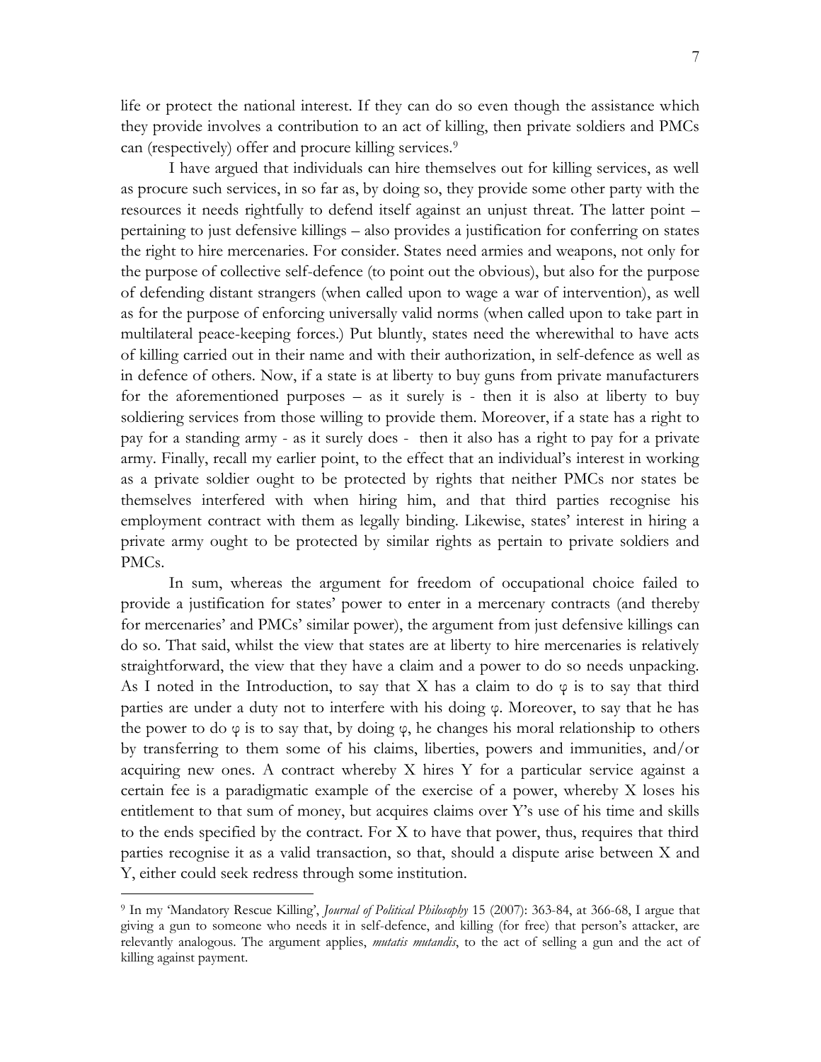life or protect the national interest. If they can do so even though the assistance which they provide involves a contribution to an act of killing, then private soldiers and PMCs can (respectively) offer and procure killing services.[9]

I have argued that individuals can hire themselves out for killing services, as well as procure such services, in so far as, by doing so, they provide some other party with the resources it needs rightfully to defend itself against an unjust threat. The latter point – pertaining to just defensive killings – also provides a justification for conferring on states the right to hire mercenaries. For consider. States need armies and weapons, not only for the purpose of collective self-defence (to point out the obvious), but also for the purpose of defending distant strangers (when called upon to wage a war of intervention), as well as for the purpose of enforcing universally valid norms (when called upon to take part in multilateral peace-keeping forces.) Put bluntly, states need the wherewithal to have acts of killing carried out in their name and with their authorization, in self-defence as well as in defence of others. Now, if a state is at liberty to buy guns from private manufacturers for the aforementioned purposes – as it surely is - then it is also at liberty to buy soldiering services from those willing to provide them. Moreover, if a state has a right to pay for a standing army - as it surely does - then it also has a right to pay for a private army. Finally, recall my earlier point, to the effect that an individual's interest in working as a private soldier ought to be protected by rights that neither PMCs nor states be themselves interfered with when hiring him, and that third parties recognise his employment contract with them as legally binding. Likewise, states' interest in hiring a private army ought to be protected by similar rights as pertain to private soldiers and PMCs.

In sum, whereas the argument for freedom of occupational choice failed to provide a justification for states' power to enter in a mercenary contracts (and thereby for mercenaries' and PMCs' similar power), the argument from just defensive killings can do so. That said, whilst the view that states are at liberty to hire mercenaries is relatively straightforward, the view that they have a claim and a power to do so needs unpacking. As I noted in the Introduction, to say that X has a claim to do φ is to say that third parties are under a duty not to interfere with his doing φ. Moreover, to say that he has the power to do φ is to say that, by doing φ, he changes his moral relationship to others by transferring to them some of his claims, liberties, powers and immunities, and/or acquiring new ones. A contract whereby X hires Y for a particular service against a certain fee is a paradigmatic example of the exercise of a power, whereby X loses his entitlement to that sum of money, but acquires claims over Y's use of his time and skills to the ends specified by the contract. For X to have that power, thus, requires that third parties recognise it as a valid transaction, so that, should a dispute arise between X and Y, either could seek redress through some institution.

---

[9] In my 'Mandatory Rescue Killing', *Journal of Political Philosophy* 15 (2007): 363-84, at 366-68, I argue that giving a gun to someone who needs it in self-defence, and killing (for free) that person's attacker, are relevantly analogous. The argument applies, *mutatis mutandis*, to the act of selling a gun and the act of killing against payment.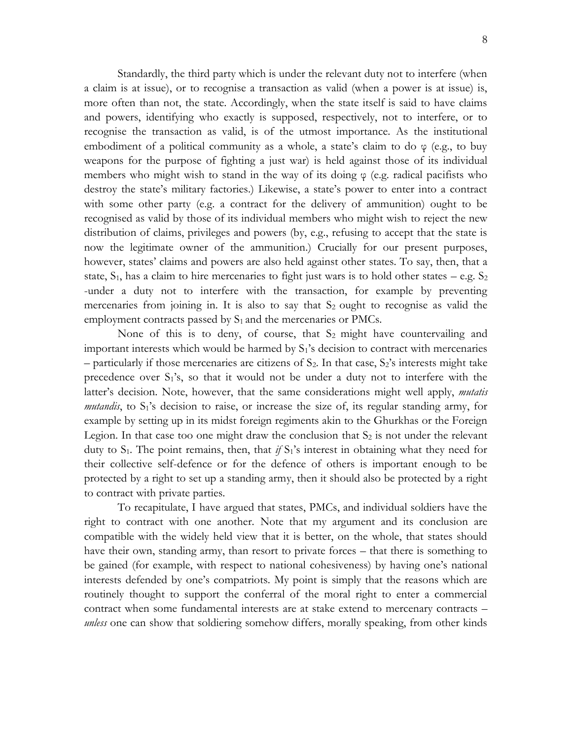Standardly, the third party which is under the relevant duty not to interfere (when a claim is at issue), or to recognise a transaction as valid (when a power is at issue) is, more often than not, the state. Accordingly, when the state itself is said to have claims and powers, identifying who exactly is supposed, respectively, not to interfere, or to recognise the transaction as valid, is of the utmost importance. As the institutional embodiment of a political community as a whole, a state's claim to do φ (e.g., to buy weapons for the purpose of fighting a just war) is held against those of its individual members who might wish to stand in the way of its doing φ (e.g. radical pacifists who destroy the state's military factories.) Likewise, a state's power to enter into a contract with some other party (e.g. a contract for the delivery of ammunition) ought to be recognised as valid by those of its individual members who might wish to reject the new distribution of claims, privileges and powers (by, e.g., refusing to accept that the state is now the legitimate owner of the ammunition.) Crucially for our present purposes, however, states' claims and powers are also held against other states. To say, then, that a state, $S_1$, has a claim to hire mercenaries to fight just wars is to hold other states – e.g. $S_2$ -under a duty not to interfere with the transaction, for example by preventing mercenaries from joining in. It is also to say that $S_2$ ought to recognise as valid the employment contracts passed by $S_1$ and the mercenaries or PMCs.

None of this is to deny, of course, that $S_2$ might have countervailing and important interests which would be harmed by $S_1$'s decision to contract with mercenaries – particularly if those mercenaries are citizens of $S_2$. In that case, $S_2$'s interests might take precedence over $S_1$'s, so that it would not be under a duty not to interfere with the latter's decision. Note, however, that the same considerations might well apply, *mutatis mutandis*, to $S_1$'s decision to raise, or increase the size of, its regular standing army, for example by setting up in its midst foreign regiments akin to the Ghurkhas or the Foreign Legion. In that case too one might draw the conclusion that $S_2$ is not under the relevant duty to $S_1$. The point remains, then, that *if* $S_1$'s interest in obtaining what they need for their collective self-defence or for the defence of others is important enough to be protected by a right to set up a standing army, then it should also be protected by a right to contract with private parties.

To recapitulate, I have argued that states, PMCs, and individual soldiers have the right to contract with one another. Note that my argument and its conclusion are compatible with the widely held view that it is better, on the whole, that states should have their own, standing army, than resort to private forces – that there is something to be gained (for example, with respect to national cohesiveness) by having one's national interests defended by one's compatriots. My point is simply that the reasons which are routinely thought to support the conferral of the moral right to enter a commercial contract when some fundamental interests are at stake extend to mercenary contracts – *unless* one can show that soldiering somehow differs, morally speaking, from other kinds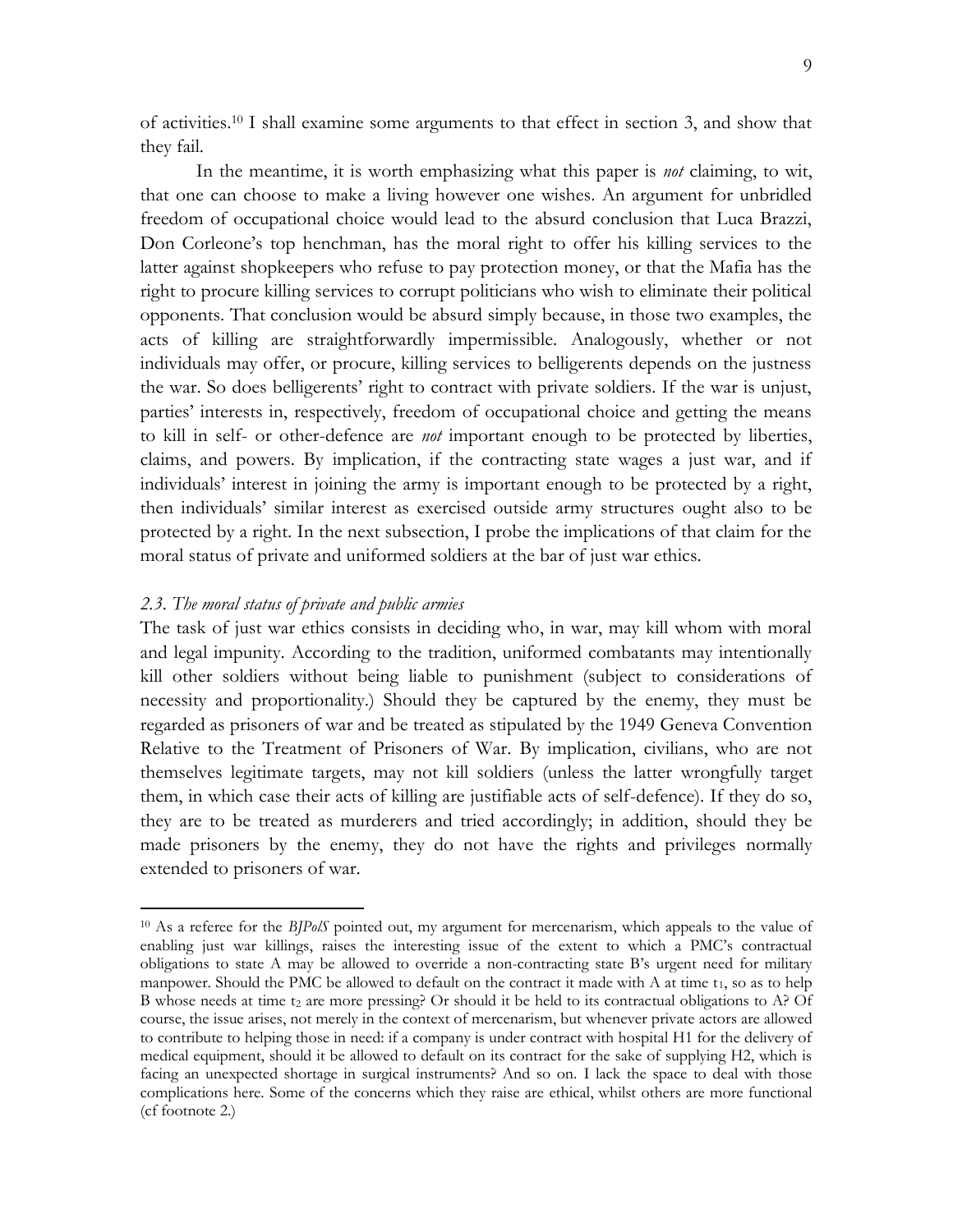of activities.[10] I shall examine some arguments to that effect in section 3, and show that they fail.

In the meantime, it is worth emphasizing what this paper is *not* claiming, to wit, that one can choose to make a living however one wishes. An argument for unbridled freedom of occupational choice would lead to the absurd conclusion that Luca Brazzi, Don Corleone's top henchman, has the moral right to offer his killing services to the latter against shopkeepers who refuse to pay protection money, or that the Mafia has the right to procure killing services to corrupt politicians who wish to eliminate their political opponents. That conclusion would be absurd simply because, in those two examples, the acts of killing are straightforwardly impermissible. Analogously, whether or not individuals may offer, or procure, killing services to belligerents depends on the justness the war. So does belligerents' right to contract with private soldiers. If the war is unjust, parties' interests in, respectively, freedom of occupational choice and getting the means to kill in self- or other-defence are *not* important enough to be protected by liberties, claims, and powers. By implication, if the contracting state wages a just war, and if individuals' interest in joining the army is important enough to be protected by a right, then individuals' similar interest as exercised outside army structures ought also to be protected by a right. In the next subsection, I probe the implications of that claim for the moral status of private and uniformed soldiers at the bar of just war ethics.

### *2.3. The moral status of private and public armies*

The task of just war ethics consists in deciding who, in war, may kill whom with moral and legal impunity. According to the tradition, uniformed combatants may intentionally kill other soldiers without being liable to punishment (subject to considerations of necessity and proportionality.) Should they be captured by the enemy, they must be regarded as prisoners of war and be treated as stipulated by the 1949 Geneva Convention Relative to the Treatment of Prisoners of War. By implication, civilians, who are not themselves legitimate targets, may not kill soldiers (unless the latter wrongfully target them, in which case their acts of killing are justifiable acts of self-defence). If they do so, they are to be treated as murderers and tried accordingly; in addition, should they be made prisoners by the enemy, they do not have the rights and privileges normally extended to prisoners of war.

---

[10] As a referee for the *BJPolS* pointed out, my argument for mercenarism, which appeals to the value of enabling just war killings, raises the interesting issue of the extent to which a PMC's contractual obligations to state A may be allowed to override a non-contracting state B's urgent need for military manpower. Should the PMC be allowed to default on the contract it made with A at time $t_1$, so as to help B whose needs at time $t_2$ are more pressing? Or should it be held to its contractual obligations to A? Of course, the issue arises, not merely in the context of mercenarism, but whenever private actors are allowed to contribute to helping those in need: if a company is under contract with hospital H1 for the delivery of medical equipment, should it be allowed to default on its contract for the sake of supplying H2, which is facing an unexpected shortage in surgical instruments? And so on. I lack the space to deal with those complications here. Some of the concerns which they raise are ethical, whilst others are more functional (cf footnote 2.)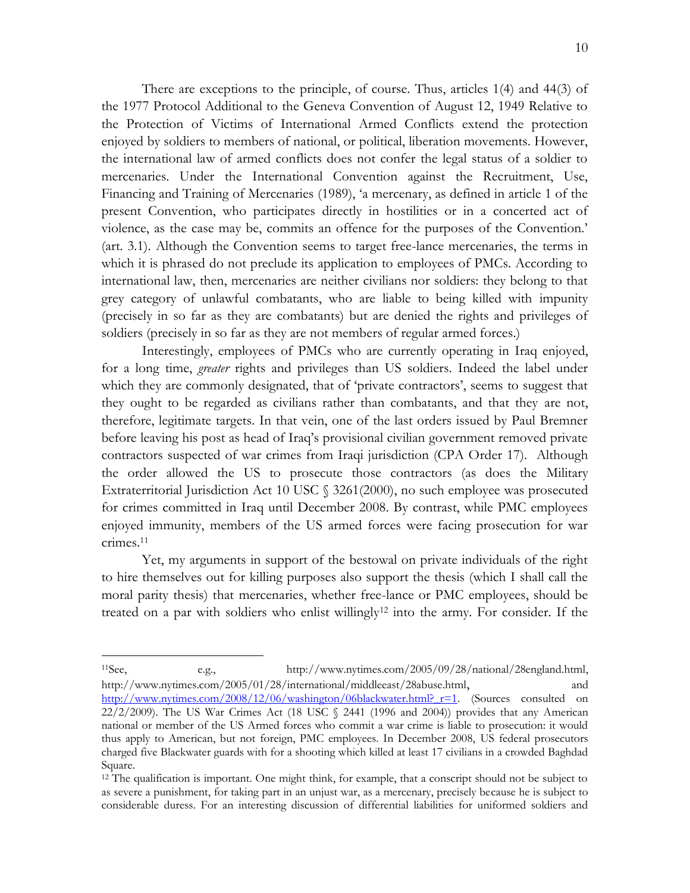There are exceptions to the principle, of course. Thus, articles 1(4) and 44(3) of the 1977 Protocol Additional to the Geneva Convention of August 12, 1949 Relative to the Protection of Victims of International Armed Conflicts extend the protection enjoyed by soldiers to members of national, or political, liberation movements. However, the international law of armed conflicts does not confer the legal status of a soldier to mercenaries. Under the International Convention against the Recruitment, Use, Financing and Training of Mercenaries (1989), 'a mercenary, as defined in article 1 of the present Convention, who participates directly in hostilities or in a concerted act of violence, as the case may be, commits an offence for the purposes of the Convention.' (art. 3.1). Although the Convention seems to target free-lance mercenaries, the terms in which it is phrased do not preclude its application to employees of PMCs. According to international law, then, mercenaries are neither civilians nor soldiers: they belong to that grey category of unlawful combatants, who are liable to being killed with impunity (precisely in so far as they are combatants) but are denied the rights and privileges of soldiers (precisely in so far as they are not members of regular armed forces.)

Interestingly, employees of PMCs who are currently operating in Iraq enjoyed, for a long time, *greater* rights and privileges than US soldiers. Indeed the label under which they are commonly designated, that of 'private contractors', seems to suggest that they ought to be regarded as civilians rather than combatants, and that they are not, therefore, legitimate targets. In that vein, one of the last orders issued by Paul Bremner before leaving his post as head of Iraq's provisional civilian government removed private contractors suspected of war crimes from Iraqi jurisdiction (CPA Order 17). Although the order allowed the US to prosecute those contractors (as does the Military Extraterritorial Jurisdiction Act 10 USC § 3261(2000), no such employee was prosecuted for crimes committed in Iraq until December 2008. By contrast, while PMC employees enjoyed immunity, members of the US armed forces were facing prosecution for war crimes.[11]

Yet, my arguments in support of the bestowal on private individuals of the right to hire themselves out for killing purposes also support the thesis (which I shall call the moral parity thesis) that mercenaries, whether free-lance or PMC employees, should be treated on a par with soldiers who enlist willingly[12] into the army. For consider. If the

---

[11] See, e.g., http://www.nytimes.com/2005/09/28/national/28england.html, http://www.nytimes.com/2005/01/28/international/middleeast/28abuse.html, and http://www.nytimes.com/2008/12/06/washington/06blackwater.html?_r=1. (Sources consulted on 22/2/2009). The US War Crimes Act (18 USC § 2441 (1996 and 2004)) provides that any American national or member of the US Armed forces who commit a war crime is liable to prosecution: it would thus apply to American, but not foreign, PMC employees. In December 2008, US federal prosecutors charged five Blackwater guards with for a shooting which killed at least 17 civilians in a crowded Baghdad Square.

[12] The qualification is important. One might think, for example, that a conscript should not be subject to as severe a punishment, for taking part in an unjust war, as a mercenary, precisely because he is subject to considerable duress. For an interesting discussion of differential liabilities for uniformed soldiers and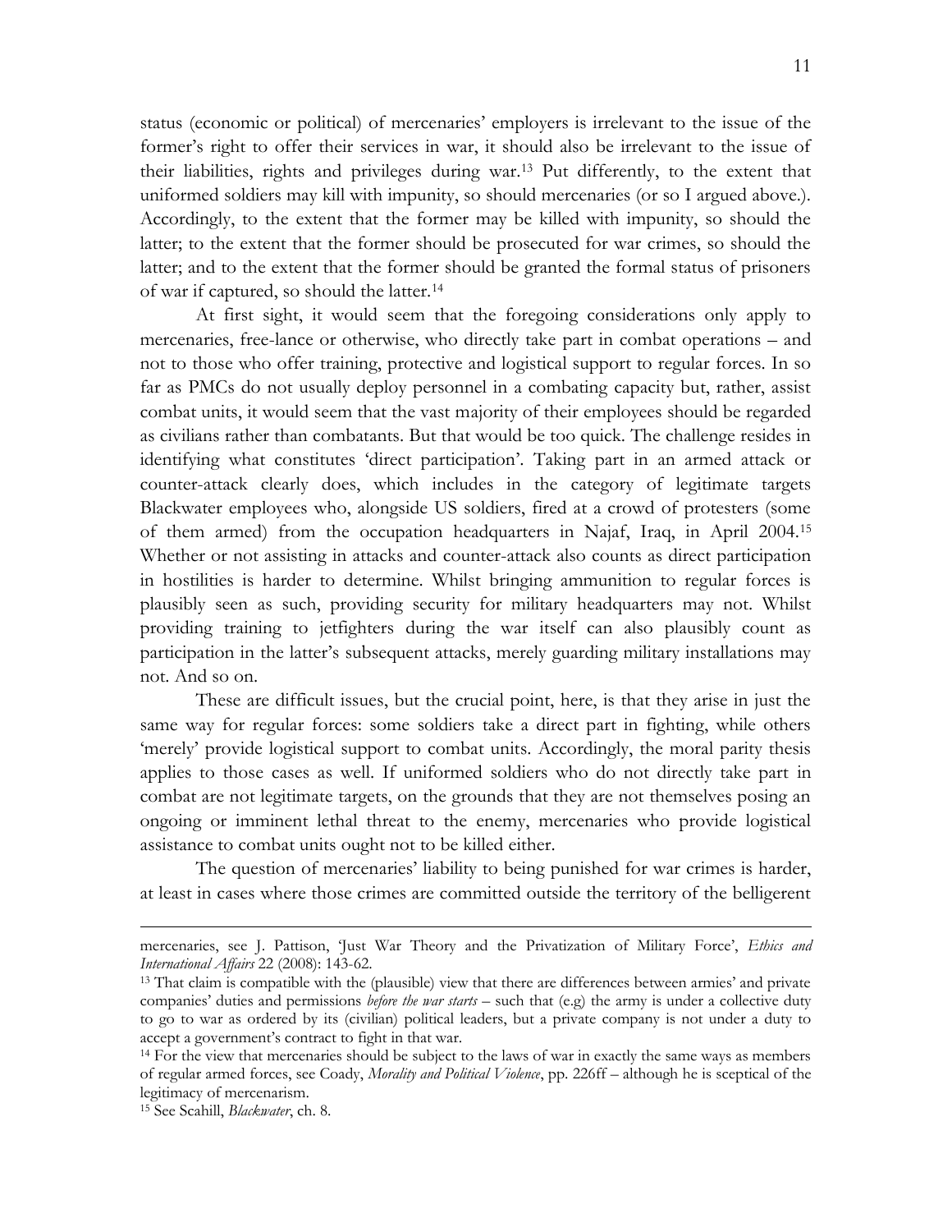status (economic or political) of mercenaries' employers is irrelevant to the issue of the former's right to offer their services in war, it should also be irrelevant to the issue of their liabilities, rights and privileges during war.[13] Put differently, to the extent that uniformed soldiers may kill with impunity, so should mercenaries (or so I argued above.). Accordingly, to the extent that the former may be killed with impunity, so should the latter; to the extent that the former should be prosecuted for war crimes, so should the latter; and to the extent that the former should be granted the formal status of prisoners of war if captured, so should the latter.[14]

At first sight, it would seem that the foregoing considerations only apply to mercenaries, free-lance or otherwise, who directly take part in combat operations – and not to those who offer training, protective and logistical support to regular forces. In so far as PMCs do not usually deploy personnel in a combating capacity but, rather, assist combat units, it would seem that the vast majority of their employees should be regarded as civilians rather than combatants. But that would be too quick. The challenge resides in identifying what constitutes 'direct participation'. Taking part in an armed attack or counter-attack clearly does, which includes in the category of legitimate targets Blackwater employees who, alongside US soldiers, fired at a crowd of protesters (some of them armed) from the occupation headquarters in Najaf, Iraq, in April 2004.[15] Whether or not assisting in attacks and counter-attack also counts as direct participation in hostilities is harder to determine. Whilst bringing ammunition to regular forces is plausibly seen as such, providing security for military headquarters may not. Whilst providing training to jetfighters during the war itself can also plausibly count as participation in the latter's subsequent attacks, merely guarding military installations may not. And so on.

These are difficult issues, but the crucial point, here, is that they arise in just the same way for regular forces: some soldiers take a direct part in fighting, while others 'merely' provide logistical support to combat units. Accordingly, the moral parity thesis applies to those cases as well. If uniformed soldiers who do not directly take part in combat are not legitimate targets, on the grounds that they are not themselves posing an ongoing or imminent lethal threat to the enemy, mercenaries who provide logistical assistance to combat units ought not to be killed either.

The question of mercenaries' liability to being punished for war crimes is harder, at least in cases where those crimes are committed outside the territory of the belligerent

---

mercenaries, see J. Pattison, 'Just War Theory and the Privatization of Military Force', *Ethics and International Affairs* 22 (2008): 143-62.

[13] That claim is compatible with the (plausible) view that there are differences between armies' and private companies' duties and permissions *before the war starts* – such that (e.g) the army is under a collective duty to go to war as ordered by its (civilian) political leaders, but a private company is not under a duty to accept a government's contract to fight in that war.

[14] For the view that mercenaries should be subject to the laws of war in exactly the same ways as members of regular armed forces, see Coady, *Morality and Political Violence*, pp. 226ff – although he is sceptical of the legitimacy of mercenarism.

[15] See Scahill, *Blackwater*, ch. 8.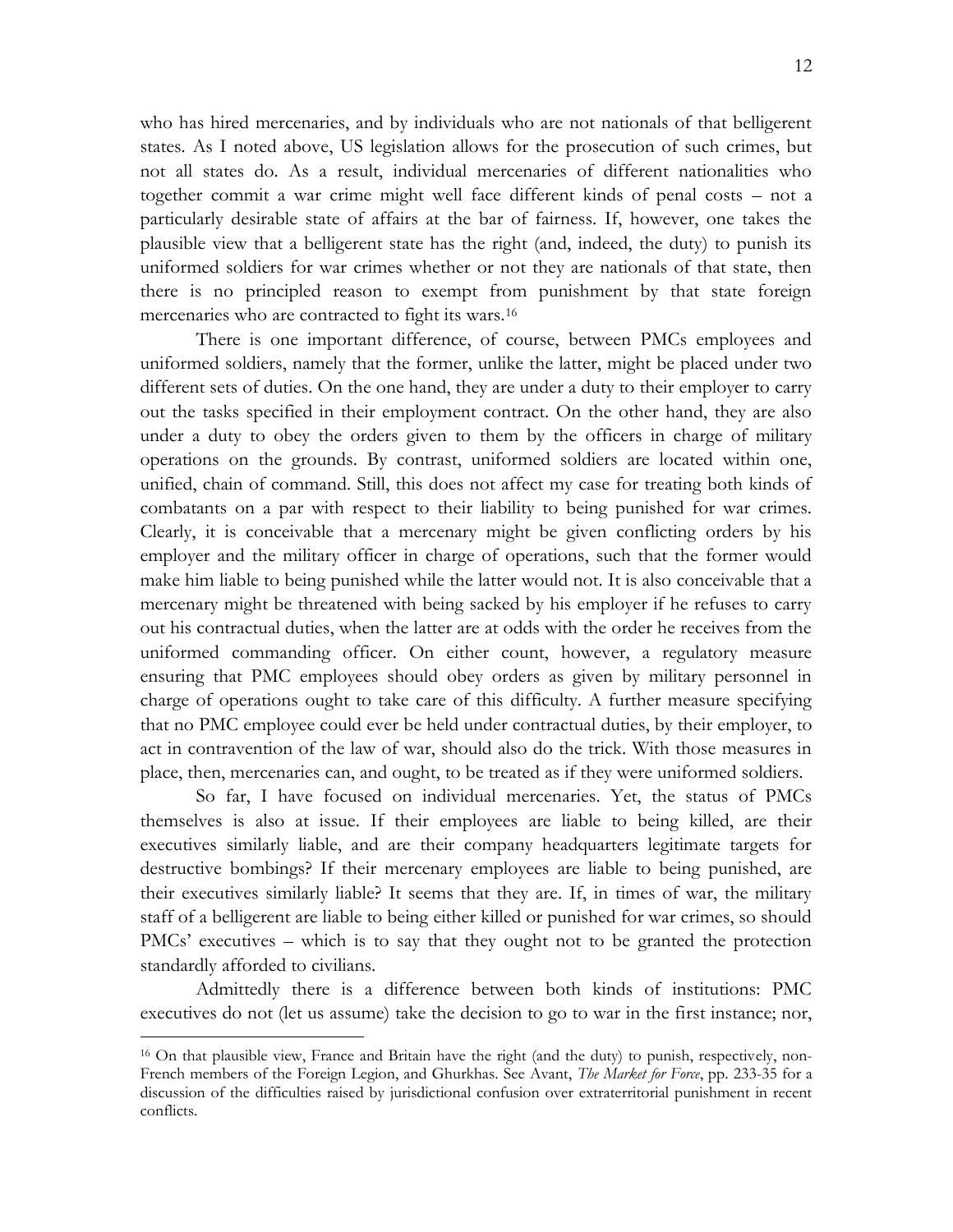who has hired mercenaries, and by individuals who are not nationals of that belligerent states. As I noted above, US legislation allows for the prosecution of such crimes, but not all states do. As a result, individual mercenaries of different nationalities who together commit a war crime might well face different kinds of penal costs – not a particularly desirable state of affairs at the bar of fairness. If, however, one takes the plausible view that a belligerent state has the right (and, indeed, the duty) to punish its uniformed soldiers for war crimes whether or not they are nationals of that state, then there is no principled reason to exempt from punishment by that state foreign mercenaries who are contracted to fight its wars.[16]

There is one important difference, of course, between PMCs employees and uniformed soldiers, namely that the former, unlike the latter, might be placed under two different sets of duties. On the one hand, they are under a duty to their employer to carry out the tasks specified in their employment contract. On the other hand, they are also under a duty to obey the orders given to them by the officers in charge of military operations on the grounds. By contrast, uniformed soldiers are located within one, unified, chain of command. Still, this does not affect my case for treating both kinds of combatants on a par with respect to their liability to being punished for war crimes. Clearly, it is conceivable that a mercenary might be given conflicting orders by his employer and the military officer in charge of operations, such that the former would make him liable to being punished while the latter would not. It is also conceivable that a mercenary might be threatened with being sacked by his employer if he refuses to carry out his contractual duties, when the latter are at odds with the order he receives from the uniformed commanding officer. On either count, however, a regulatory measure ensuring that PMC employees should obey orders as given by military personnel in charge of operations ought to take care of this difficulty. A further measure specifying that no PMC employee could ever be held under contractual duties, by their employer, to act in contravention of the law of war, should also do the trick. With those measures in place, then, mercenaries can, and ought, to be treated as if they were uniformed soldiers.

So far, I have focused on individual mercenaries. Yet, the status of PMCs themselves is also at issue. If their employees are liable to being killed, are their executives similarly liable, and are their company headquarters legitimate targets for destructive bombings? If their mercenary employees are liable to being punished, are their executives similarly liable? It seems that they are. If, in times of war, the military staff of a belligerent are liable to being either killed or punished for war crimes, so should PMCs' executives – which is to say that they ought not to be granted the protection standardly afforded to civilians.

Admittedly there is a difference between both kinds of institutions: PMC executives do not (let us assume) take the decision to go to war in the first instance; nor,

---

[16] On that plausible view, France and Britain have the right (and the duty) to punish, respectively, non-French members of the Foreign Legion, and Ghurkhas. See Avant, *The Market for Force*, pp. 233-35 for a discussion of the difficulties raised by jurisdictional confusion over extraterritorial punishment in recent conflicts.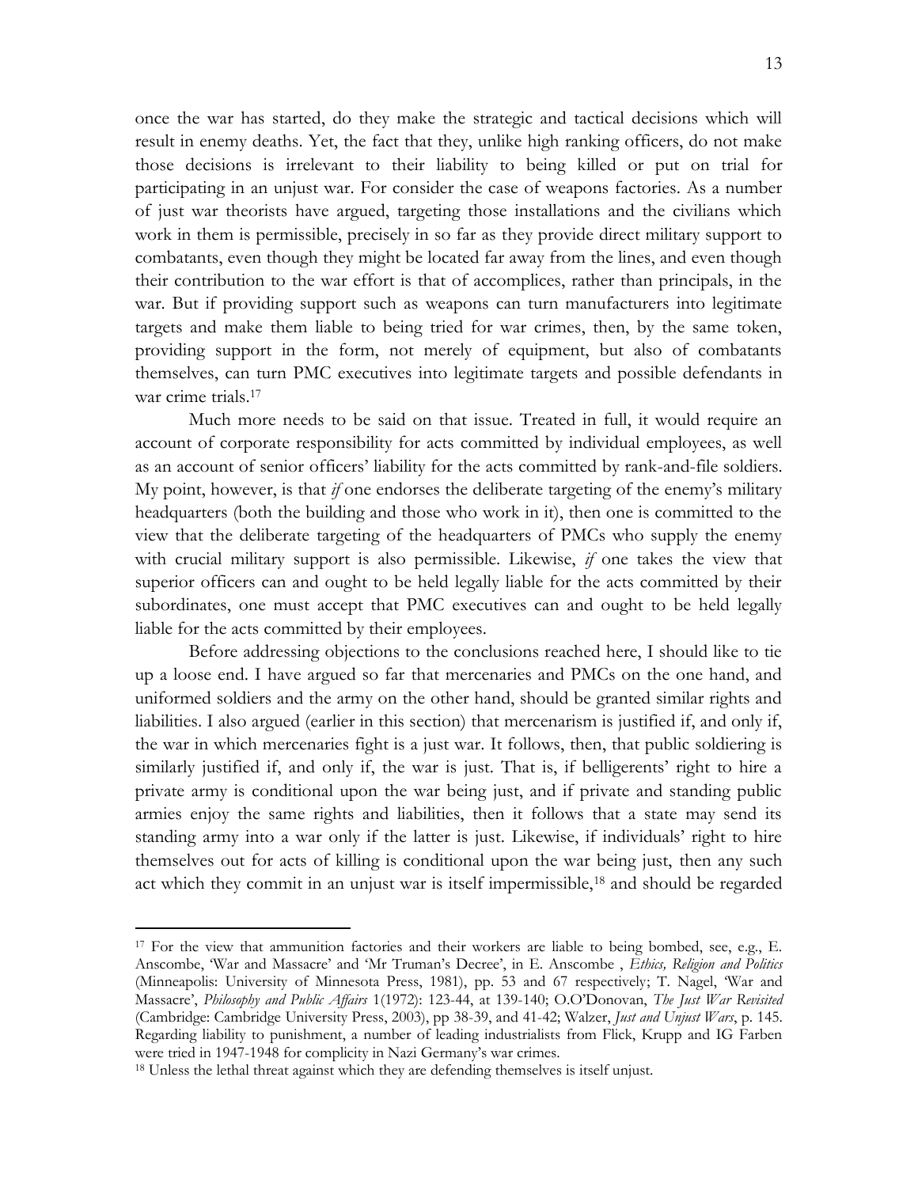once the war has started, do they make the strategic and tactical decisions which will result in enemy deaths. Yet, the fact that they, unlike high ranking officers, do not make those decisions is irrelevant to their liability to being killed or put on trial for participating in an unjust war. For consider the case of weapons factories. As a number of just war theorists have argued, targeting those installations and the civilians which work in them is permissible, precisely in so far as they provide direct military support to combatants, even though they might be located far away from the lines, and even though their contribution to the war effort is that of accomplices, rather than principals, in the war. But if providing support such as weapons can turn manufacturers into legitimate targets and make them liable to being tried for war crimes, then, by the same token, providing support in the form, not merely of equipment, but also of combatants themselves, can turn PMC executives into legitimate targets and possible defendants in war crime trials.[17]

Much more needs to be said on that issue. Treated in full, it would require an account of corporate responsibility for acts committed by individual employees, as well as an account of senior officers' liability for the acts committed by rank-and-file soldiers. My point, however, is that *if* one endorses the deliberate targeting of the enemy's military headquarters (both the building and those who work in it), then one is committed to the view that the deliberate targeting of the headquarters of PMCs who supply the enemy with crucial military support is also permissible. Likewise, *if* one takes the view that superior officers can and ought to be held legally liable for the acts committed by their subordinates, one must accept that PMC executives can and ought to be held legally liable for the acts committed by their employees.

Before addressing objections to the conclusions reached here, I should like to tie up a loose end. I have argued so far that mercenaries and PMCs on the one hand, and uniformed soldiers and the army on the other hand, should be granted similar rights and liabilities. I also argued (earlier in this section) that mercenarism is justified if, and only if, the war in which mercenaries fight is a just war. It follows, then, that public soldiering is similarly justified if, and only if, the war is just. That is, if belligerents' right to hire a private army is conditional upon the war being just, and if private and standing public armies enjoy the same rights and liabilities, then it follows that a state may send its standing army into a war only if the latter is just. Likewise, if individuals' right to hire themselves out for acts of killing is conditional upon the war being just, then any such act which they commit in an unjust war is itself impermissible,[18] and should be regarded

---

[17] For the view that ammunition factories and their workers are liable to being bombed, see, e.g., E. Anscombe, 'War and Massacre' and 'Mr Truman's Decree', in E. Anscombe , *Ethics, Religion and Politics* (Minneapolis: University of Minnesota Press, 1981), pp. 53 and 67 respectively; T. Nagel, 'War and Massacre', *Philosophy and Public Affairs* 1(1972): 123-44, at 139-140; O.O'Donovan, *The Just War Revisited* (Cambridge: Cambridge University Press, 2003), pp 38-39, and 41-42; Walzer, *Just and Unjust Wars*, p. 145. Regarding liability to punishment, a number of leading industrialists from Flick, Krupp and IG Farben were tried in 1947-1948 for complicity in Nazi Germany's war crimes.

[18] Unless the lethal threat against which they are defending themselves is itself unjust.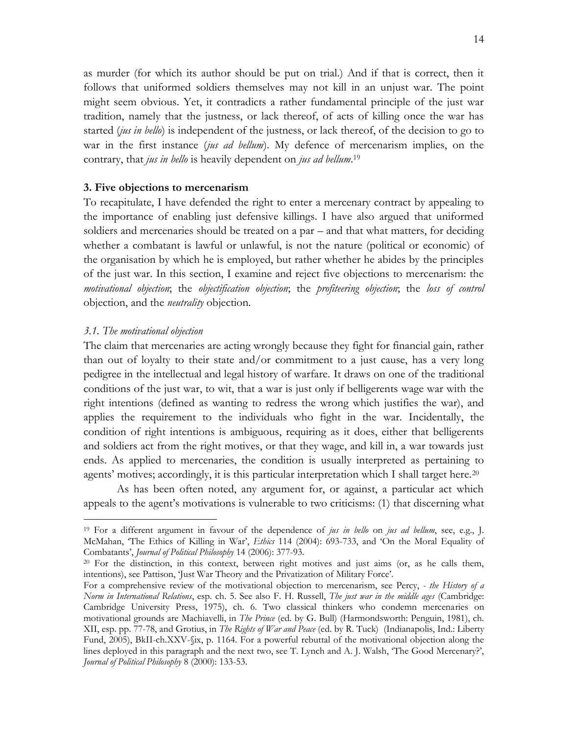as murder (for which its author should be put on trial.) And if that is correct, then it follows that uniformed soldiers themselves may not kill in an unjust war. The point might seem obvious. Yet, it contradicts a rather fundamental principle of the just war tradition, namely that the justness, or lack thereof, of acts of killing once the war has started (*jus in bello*) is independent of the justness, or lack thereof, of the decision to go to war in the first instance (*jus ad bellum*). My defence of mercenarism implies, on the contrary, that *jus in bello* is heavily dependent on *jus ad bellum*.[19]

### 3. Five objections to mercenarism

To recapitulate, I have defended the right to enter a mercenary contract by appealing to the importance of enabling just defensive killings. I have also argued that uniformed soldiers and mercenaries should be treated on a par – and that what matters, for deciding whether a combatant is lawful or unlawful, is not the nature (political or economic) of the organisation by which he is employed, but rather whether he abides by the principles of the just war. In this section, I examine and reject five objections to mercenarism: the *motivational objection*; the *objectification objection*; the *profiteering objection*; the *loss of control* objection, and the *neutrality* objection.

#### *3.1. The motivational objection*

The claim that mercenaries are acting wrongly because they fight for financial gain, rather than out of loyalty to their state and/or commitment to a just cause, has a very long pedigree in the intellectual and legal history of warfare. It draws on one of the traditional conditions of the just war, to wit, that a war is just only if belligerents wage war with the right intentions (defined as wanting to redress the wrong which justifies the war), and applies the requirement to the individuals who fight in the war. Incidentally, the condition of right intentions is ambiguous, requiring as it does, either that belligerents and soldiers act from the right motives, or that they wage, and kill in, a war towards just ends. As applied to mercenaries, the condition is usually interpreted as pertaining to agents' motives; accordingly, it is this particular interpretation which I shall target here.[20]

As has been often noted, any argument for, or against, a particular act which appeals to the agent's motivations is vulnerable to two criticisms: (1) that discerning what

---

[19] For a different argument in favour of the dependence of *jus in bello* on *jus ad bellum*, see, e.g., J. McMahan, 'The Ethics of Killing in War', *Ethics* 114 (2004): 693-733, and 'On the Moral Equality of Combatants', *Journal of Political Philosophy* 14 (2006): 377-93.

[20] For the distinction, in this context, between right motives and just aims (or, as he calls them, intentions), see Pattison, 'Just War Theory and the Privatization of Military Force'.

For a comprehensive review of the motivational objection to mercenarism, see Percy, *- the History of a Norm in International Relations*, esp. ch. 5. See also F. H. Russell, *The just war in the middle ages* (Cambridge: Cambridge University Press, 1975), ch. 6. Two classical thinkers who condemn mercenaries on motivational grounds are Machiavelli, in *The Prince* (ed. by G. Bull) (Harmondsworth: Penguin, 1981), ch. XII, esp. pp. 77-78, and Grotius, in *The Rights of War and Peace* (ed. by R. Tuck) (Indianapolis, Ind.: Liberty Fund, 2005), BkII-ch.XXV-§ix, p. 1164. For a powerful rebuttal of the motivational objection along the lines deployed in this paragraph and the next two, see T. Lynch and A. J. Walsh, 'The Good Mercenary?', *Journal of Political Philosophy* 8 (2000): 133-53.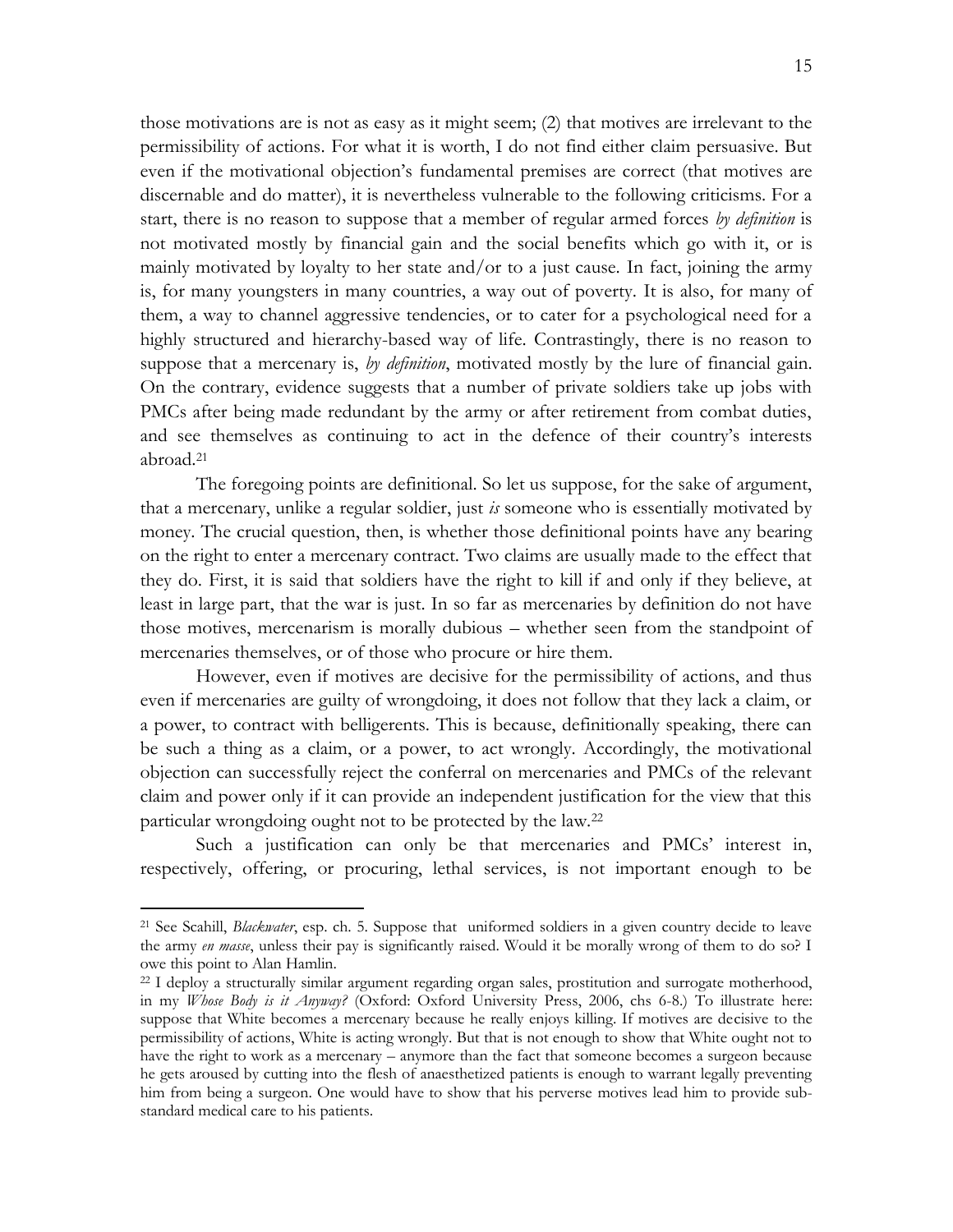those motivations are is not as easy as it might seem; (2) that motives are irrelevant to the permissibility of actions. For what it is worth, I do not find either claim persuasive. But even if the motivational objection's fundamental premises are correct (that motives are discernable and do matter), it is nevertheless vulnerable to the following criticisms. For a start, there is no reason to suppose that a member of regular armed forces *by definition* is not motivated mostly by financial gain and the social benefits which go with it, or is mainly motivated by loyalty to her state and/or to a just cause. In fact, joining the army is, for many youngsters in many countries, a way out of poverty. It is also, for many of them, a way to channel aggressive tendencies, or to cater for a psychological need for a highly structured and hierarchy-based way of life. Contrastingly, there is no reason to suppose that a mercenary is, *by definition*, motivated mostly by the lure of financial gain. On the contrary, evidence suggests that a number of private soldiers take up jobs with PMCs after being made redundant by the army or after retirement from combat duties, and see themselves as continuing to act in the defence of their country's interests abroad.[21]

The foregoing points are definitional. So let us suppose, for the sake of argument, that a mercenary, unlike a regular soldier, just *is* someone who is essentially motivated by money. The crucial question, then, is whether those definitional points have any bearing on the right to enter a mercenary contract. Two claims are usually made to the effect that they do. First, it is said that soldiers have the right to kill if and only if they believe, at least in large part, that the war is just. In so far as mercenaries by definition do not have those motives, mercenarism is morally dubious – whether seen from the standpoint of mercenaries themselves, or of those who procure or hire them.

However, even if motives are decisive for the permissibility of actions, and thus even if mercenaries are guilty of wrongdoing, it does not follow that they lack a claim, or a power, to contract with belligerents. This is because, definitionally speaking, there can be such a thing as a claim, or a power, to act wrongly. Accordingly, the motivational objection can successfully reject the conferral on mercenaries and PMCs of the relevant claim and power only if it can provide an independent justification for the view that this particular wrongdoing ought not to be protected by the law.[22]

Such a justification can only be that mercenaries and PMCs' interest in, respectively, offering, or procuring, lethal services, is not important enough to be

---

[21] See Scahill, *Blackwater*, esp. ch. 5. Suppose that uniformed soldiers in a given country decide to leave the army *en masse*, unless their pay is significantly raised. Would it be morally wrong of them to do so? I owe this point to Alan Hamlin.

[22] I deploy a structurally similar argument regarding organ sales, prostitution and surrogate motherhood, in my *Whose Body is it Anyway?* (Oxford: Oxford University Press, 2006, chs 6-8.) To illustrate here: suppose that White becomes a mercenary because he really enjoys killing. If motives are decisive to the permissibility of actions, White is acting wrongly. But that is not enough to show that White ought not to have the right to work as a mercenary – anymore than the fact that someone becomes a surgeon because he gets aroused by cutting into the flesh of anaesthetized patients is enough to warrant legally preventing him from being a surgeon. One would have to show that his perverse motives lead him to provide sub-standard medical care to his patients.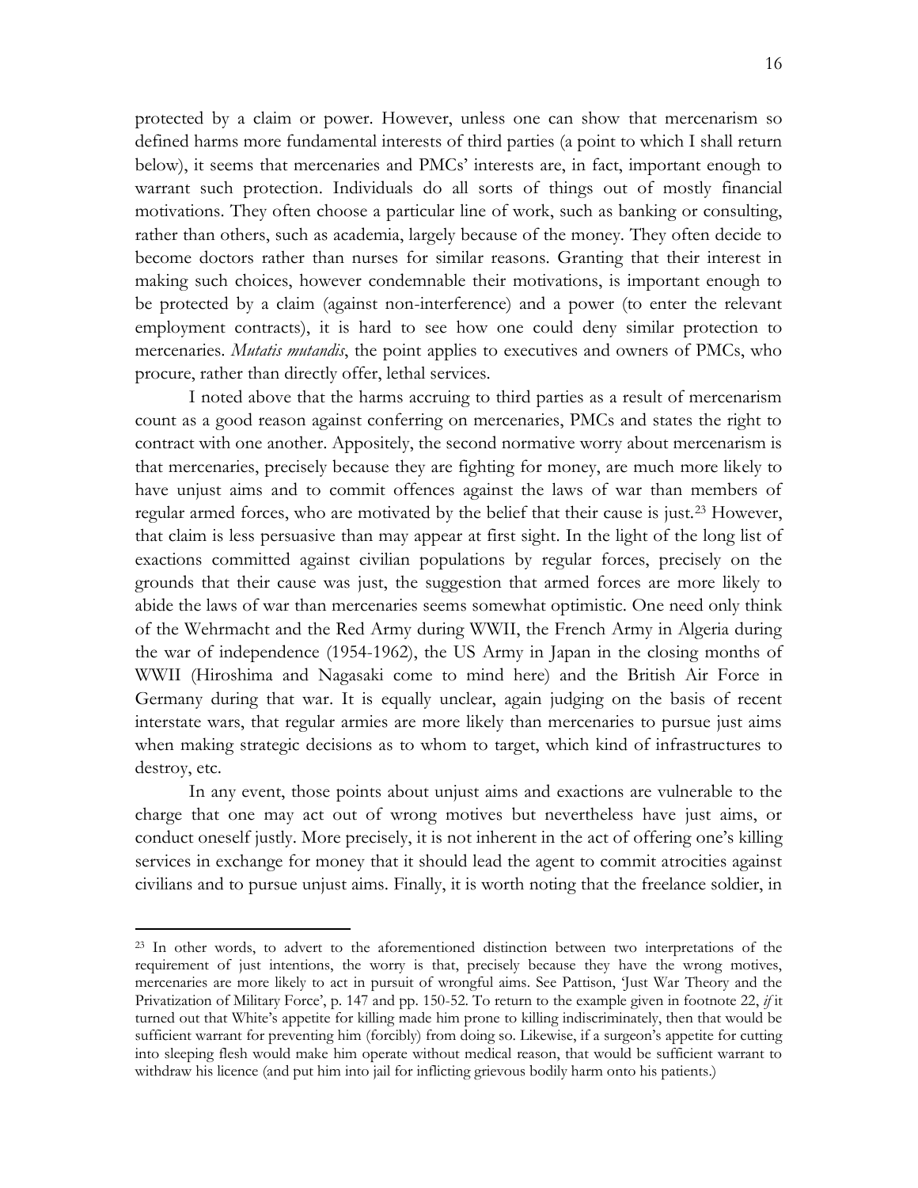protected by a claim or power. However, unless one can show that mercenarism so defined harms more fundamental interests of third parties (a point to which I shall return below), it seems that mercenaries and PMCs' interests are, in fact, important enough to warrant such protection. Individuals do all sorts of things out of mostly financial motivations. They often choose a particular line of work, such as banking or consulting, rather than others, such as academia, largely because of the money. They often decide to become doctors rather than nurses for similar reasons. Granting that their interest in making such choices, however condemnable their motivations, is important enough to be protected by a claim (against non-interference) and a power (to enter the relevant employment contracts), it is hard to see how one could deny similar protection to mercenaries. *Mutatis mutandis*, the point applies to executives and owners of PMCs, who procure, rather than directly offer, lethal services.

I noted above that the harms accruing to third parties as a result of mercenarism count as a good reason against conferring on mercenaries, PMCs and states the right to contract with one another. Appositely, the second normative worry about mercenarism is that mercenaries, precisely because they are fighting for money, are much more likely to have unjust aims and to commit offences against the laws of war than members of regular armed forces, who are motivated by the belief that their cause is just.[23] However, that claim is less persuasive than may appear at first sight. In the light of the long list of exactions committed against civilian populations by regular forces, precisely on the grounds that their cause was just, the suggestion that armed forces are more likely to abide the laws of war than mercenaries seems somewhat optimistic. One need only think of the Wehrmacht and the Red Army during WWII, the French Army in Algeria during the war of independence (1954-1962), the US Army in Japan in the closing months of WWII (Hiroshima and Nagasaki come to mind here) and the British Air Force in Germany during that war. It is equally unclear, again judging on the basis of recent interstate wars, that regular armies are more likely than mercenaries to pursue just aims when making strategic decisions as to whom to target, which kind of infrastructures to destroy, etc.

In any event, those points about unjust aims and exactions are vulnerable to the charge that one may act out of wrong motives but nevertheless have just aims, or conduct oneself justly. More precisely, it is not inherent in the act of offering one's killing services in exchange for money that it should lead the agent to commit atrocities against civilians and to pursue unjust aims. Finally, it is worth noting that the freelance soldier, in

---

[23] In other words, to advert to the aforementioned distinction between two interpretations of the requirement of just intentions, the worry is that, precisely because they have the wrong motives, mercenaries are more likely to act in pursuit of wrongful aims. See Pattison, 'Just War Theory and the Privatization of Military Force', p. 147 and pp. 150-52. To return to the example given in footnote 22, *if* it turned out that White's appetite for killing made him prone to killing indiscriminately, then that would be sufficient warrant for preventing him (forcibly) from doing so. Likewise, if a surgeon's appetite for cutting into sleeping flesh would make him operate without medical reason, that would be sufficient warrant to withdraw his licence (and put him into jail for inflicting grievous bodily harm onto his patients.)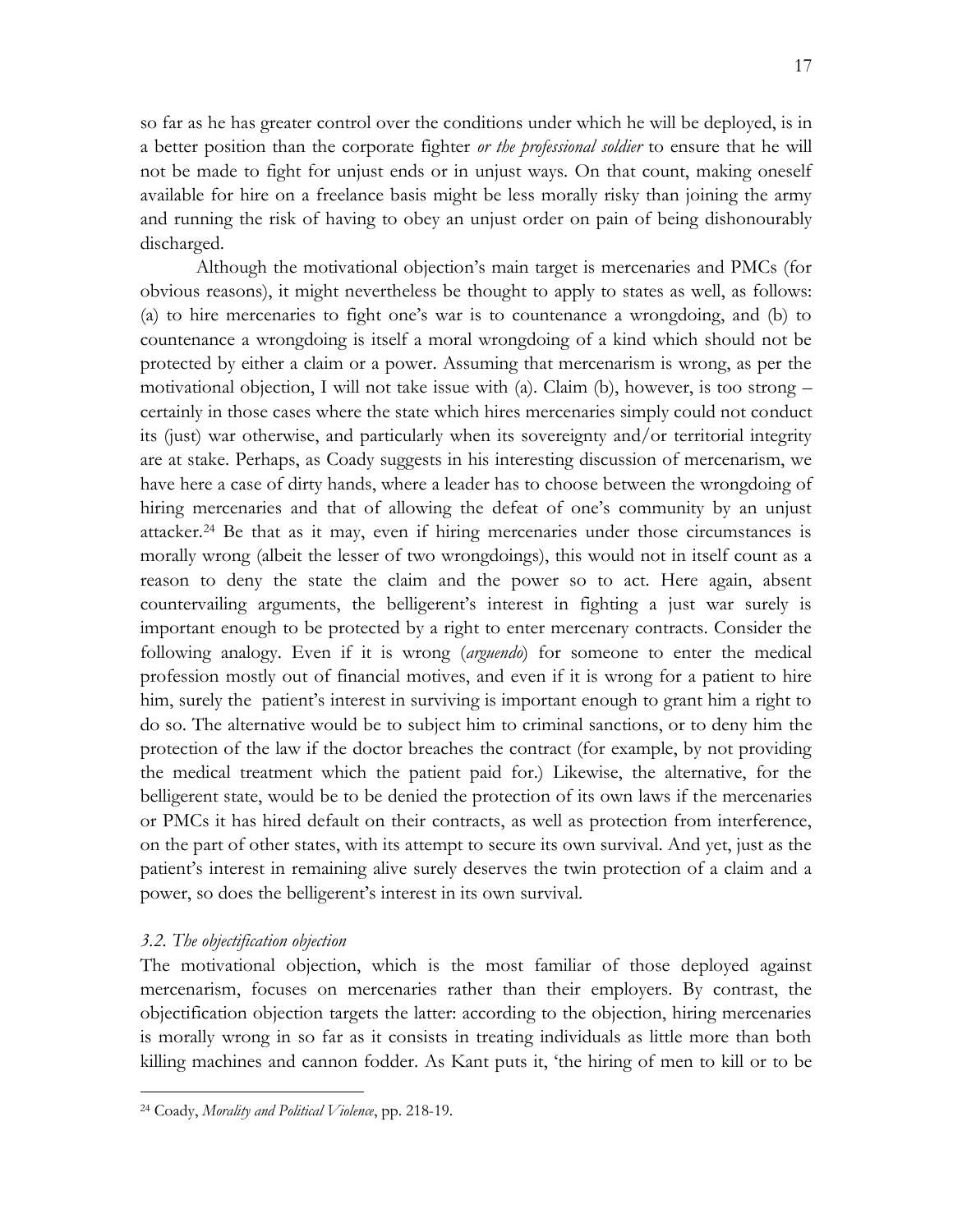so far as he has greater control over the conditions under which he will be deployed, is in a better position than the corporate fighter *or the professional soldier* to ensure that he will not be made to fight for unjust ends or in unjust ways. On that count, making oneself available for hire on a freelance basis might be less morally risky than joining the army and running the risk of having to obey an unjust order on pain of being dishonourably discharged.

Although the motivational objection's main target is mercenaries and PMCs (for obvious reasons), it might nevertheless be thought to apply to states as well, as follows: (a) to hire mercenaries to fight one's war is to countenance a wrongdoing, and (b) to countenance a wrongdoing is itself a moral wrongdoing of a kind which should not be protected by either a claim or a power. Assuming that mercenarism is wrong, as per the motivational objection, I will not take issue with (a). Claim (b), however, is too strong – certainly in those cases where the state which hires mercenaries simply could not conduct its (just) war otherwise, and particularly when its sovereignty and/or territorial integrity are at stake. Perhaps, as Coady suggests in his interesting discussion of mercenarism, we have here a case of dirty hands, where a leader has to choose between the wrongdoing of hiring mercenaries and that of allowing the defeat of one's community by an unjust attacker.[24] Be that as it may, even if hiring mercenaries under those circumstances is morally wrong (albeit the lesser of two wrongdoings), this would not in itself count as a reason to deny the state the claim and the power so to act. Here again, absent countervailing arguments, the belligerent's interest in fighting a just war surely is important enough to be protected by a right to enter mercenary contracts. Consider the following analogy. Even if it is wrong (*arguendo*) for someone to enter the medical profession mostly out of financial motives, and even if it is wrong for a patient to hire him, surely the patient's interest in surviving is important enough to grant him a right to do so. The alternative would be to subject him to criminal sanctions, or to deny him the protection of the law if the doctor breaches the contract (for example, by not providing the medical treatment which the patient paid for.) Likewise, the alternative, for the belligerent state, would be to be denied the protection of its own laws if the mercenaries or PMCs it has hired default on their contracts, as well as protection from interference, on the part of other states, with its attempt to secure its own survival. And yet, just as the patient's interest in remaining alive surely deserves the twin protection of a claim and a power, so does the belligerent's interest in its own survival.

### *3.2. The objectification objection*

The motivational objection, which is the most familiar of those deployed against mercenarism, focuses on mercenaries rather than their employers. By contrast, the objectification objection targets the latter: according to the objection, hiring mercenaries is morally wrong in so far as it consists in treating individuals as little more than both killing machines and cannon fodder. As Kant puts it, 'the hiring of men to kill or to be

[24] Coady, *Morality and Political Violence*, pp. 218-19.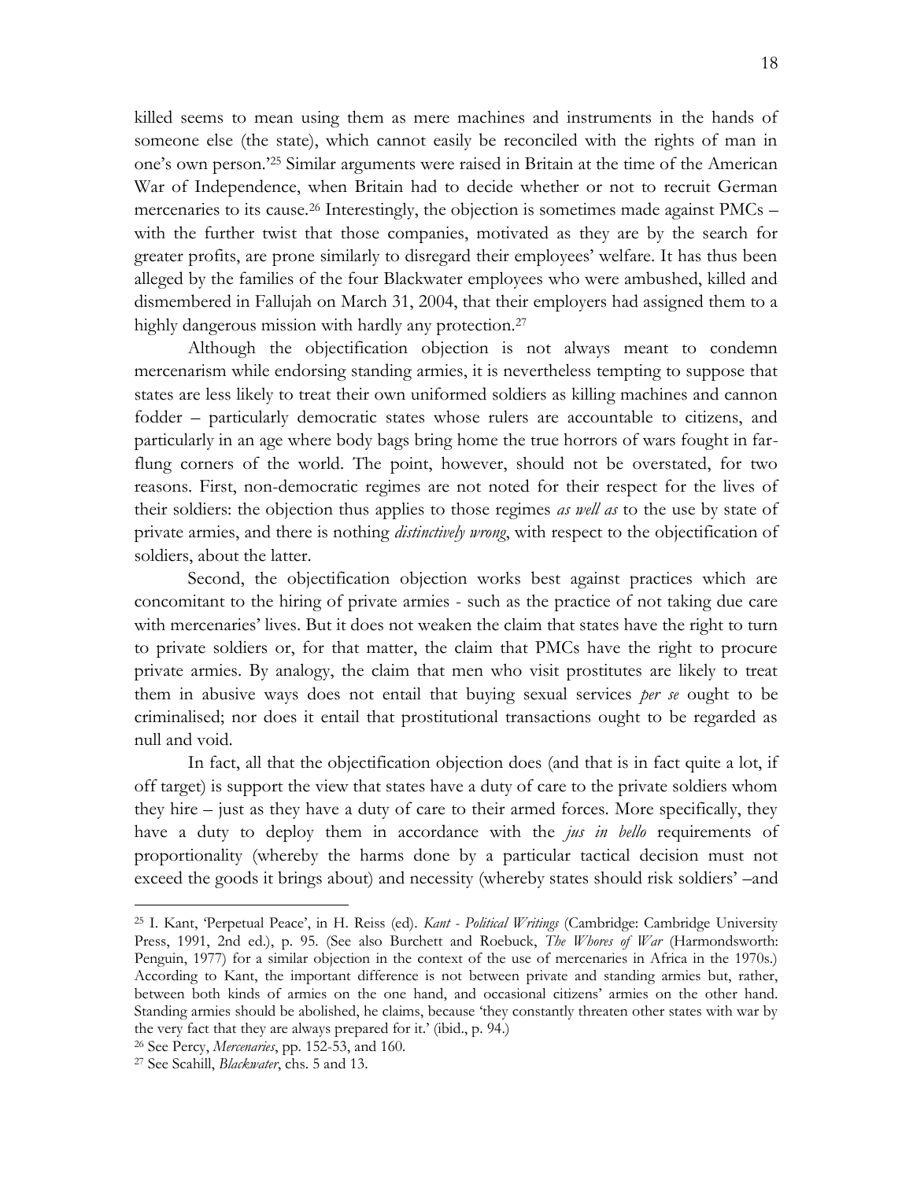killed seems to mean using them as mere machines and instruments in the hands of someone else (the state), which cannot easily be reconciled with the rights of man in one's own person.'[25] Similar arguments were raised in Britain at the time of the American War of Independence, when Britain had to decide whether or not to recruit German mercenaries to its cause.[26] Interestingly, the objection is sometimes made against PMCs – with the further twist that those companies, motivated as they are by the search for greater profits, are prone similarly to disregard their employees' welfare. It has thus been alleged by the families of the four Blackwater employees who were ambushed, killed and dismembered in Fallujah on March 31, 2004, that their employers had assigned them to a highly dangerous mission with hardly any protection.[27]

Although the objectification objection is not always meant to condemn mercenarism while endorsing standing armies, it is nevertheless tempting to suppose that states are less likely to treat their own uniformed soldiers as killing machines and cannon fodder – particularly democratic states whose rulers are accountable to citizens, and particularly in an age where body bags bring home the true horrors of wars fought in far-flung corners of the world. The point, however, should not be overstated, for two reasons. First, non-democratic regimes are not noted for their respect for the lives of their soldiers: the objection thus applies to those regimes *as well as* to the use by state of private armies, and there is nothing *distinctively wrong*, with respect to the objectification of soldiers, about the latter.

Second, the objectification objection works best against practices which are concomitant to the hiring of private armies - such as the practice of not taking due care with mercenaries' lives. But it does not weaken the claim that states have the right to turn to private soldiers or, for that matter, the claim that PMCs have the right to procure private armies. By analogy, the claim that men who visit prostitutes are likely to treat them in abusive ways does not entail that buying sexual services *per se* ought to be criminalised; nor does it entail that prostitutional transactions ought to be regarded as null and void.

In fact, all that the objectification objection does (and that is in fact quite a lot, if off target) is support the view that states have a duty of care to the private soldiers whom they hire – just as they have a duty of care to their armed forces. More specifically, they have a duty to deploy them in accordance with the *jus in bello* requirements of proportionality (whereby the harms done by a particular tactical decision must not exceed the goods it brings about) and necessity (whereby states should risk soldiers' –and

[25] I. Kant, 'Perpetual Peace', in H. Reiss (ed). *Kant - Political Writings* (Cambridge: Cambridge University Press, 1991, 2nd ed.), p. 95. (See also Burchett and Roebuck, *The Whores of War* (Harmondsworth: Penguin, 1977) for a similar objection in the context of the use of mercenaries in Africa in the 1970s.) According to Kant, the important difference is not between private and standing armies but, rather, between both kinds of armies on the one hand, and occasional citizens' armies on the other hand. Standing armies should be abolished, he claims, because 'they constantly threaten other states with war by the very fact that they are always prepared for it.' (ibid., p. 94.)

[26] See Percy, *Mercenaries*, pp. 152-53, and 160.

[27] See Scahill, *Blackwater*, chs. 5 and 13.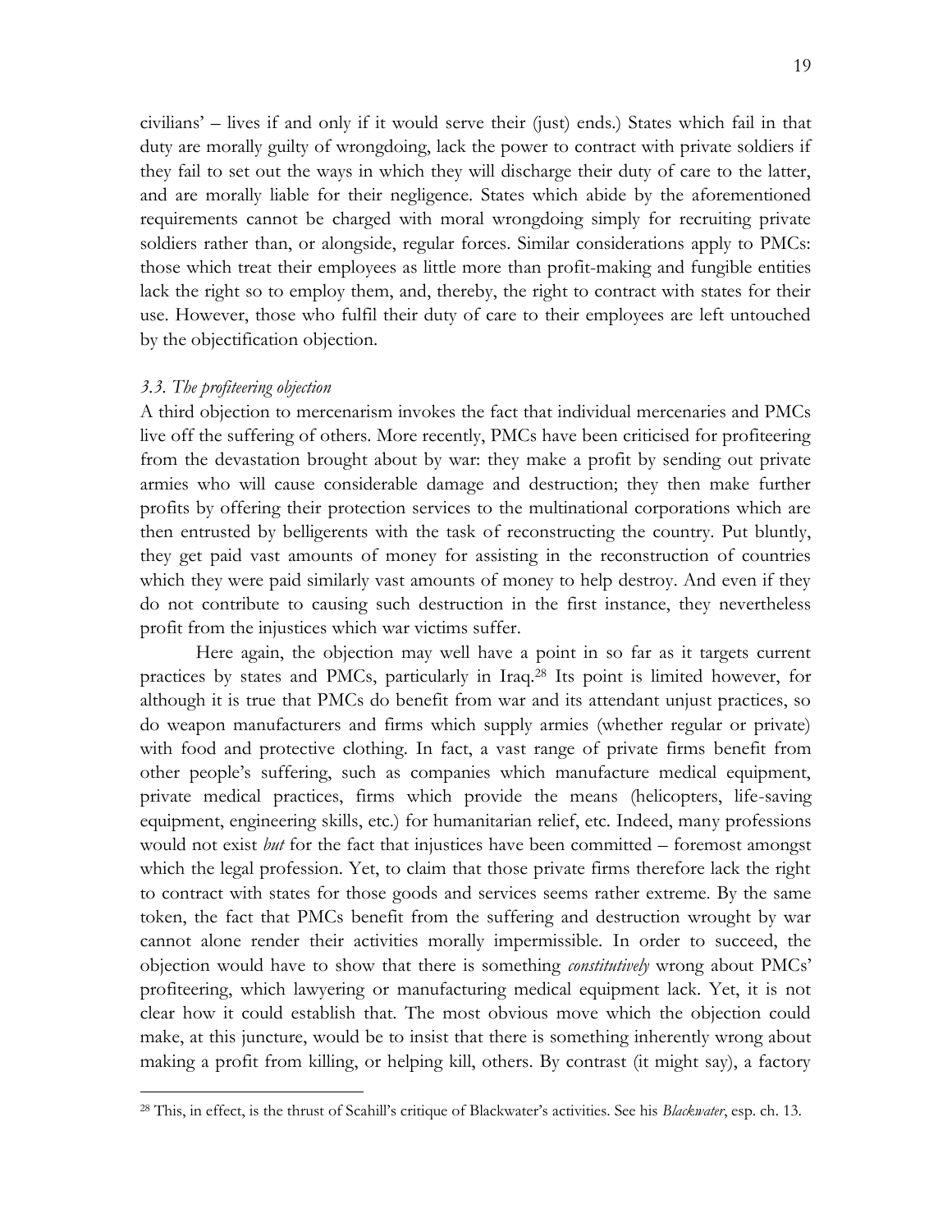civilians' – lives if and only if it would serve their (just) ends.) States which fail in that duty are morally guilty of wrongdoing, lack the power to contract with private soldiers if they fail to set out the ways in which they will discharge their duty of care to the latter, and are morally liable for their negligence. States which abide by the aforementioned requirements cannot be charged with moral wrongdoing simply for recruiting private soldiers rather than, or alongside, regular forces. Similar considerations apply to PMCs: those which treat their employees as little more than profit-making and fungible entities lack the right so to employ them, and, thereby, the right to contract with states for their use. However, those who fulfil their duty of care to their employees are left untouched by the objectification objection.

### *3.3. The profiteering objection*

A third objection to mercenarism invokes the fact that individual mercenaries and PMCs live off the suffering of others. More recently, PMCs have been criticised for profiteering from the devastation brought about by war: they make a profit by sending out private armies who will cause considerable damage and destruction; they then make further profits by offering their protection services to the multinational corporations which are then entrusted by belligerents with the task of reconstructing the country. Put bluntly, they get paid vast amounts of money for assisting in the reconstruction of countries which they were paid similarly vast amounts of money to help destroy. And even if they do not contribute to causing such destruction in the first instance, they nevertheless profit from the injustices which war victims suffer.

Here again, the objection may well have a point in so far as it targets current practices by states and PMCs, particularly in Iraq.[28] Its point is limited however, for although it is true that PMCs do benefit from war and its attendant unjust practices, so do weapon manufacturers and firms which supply armies (whether regular or private) with food and protective clothing. In fact, a vast range of private firms benefit from other people's suffering, such as companies which manufacture medical equipment, private medical practices, firms which provide the means (helicopters, life-saving equipment, engineering skills, etc.) for humanitarian relief, etc. Indeed, many professions would not exist *but* for the fact that injustices have been committed – foremost amongst which the legal profession. Yet, to claim that those private firms therefore lack the right to contract with states for those goods and services seems rather extreme. By the same token, the fact that PMCs benefit from the suffering and destruction wrought by war cannot alone render their activities morally impermissible. In order to succeed, the objection would have to show that there is something *constitutively* wrong about PMCs' profiteering, which lawyering or manufacturing medical equipment lack. Yet, it is not clear how it could establish that. The most obvious move which the objection could make, at this juncture, would be to insist that there is something inherently wrong about making a profit from killing, or helping kill, others. By contrast (it might say), a factory

[28] This, in effect, is the thrust of Scahill's critique of Blackwater's activities. See his *Blackwater*, esp. ch. 13.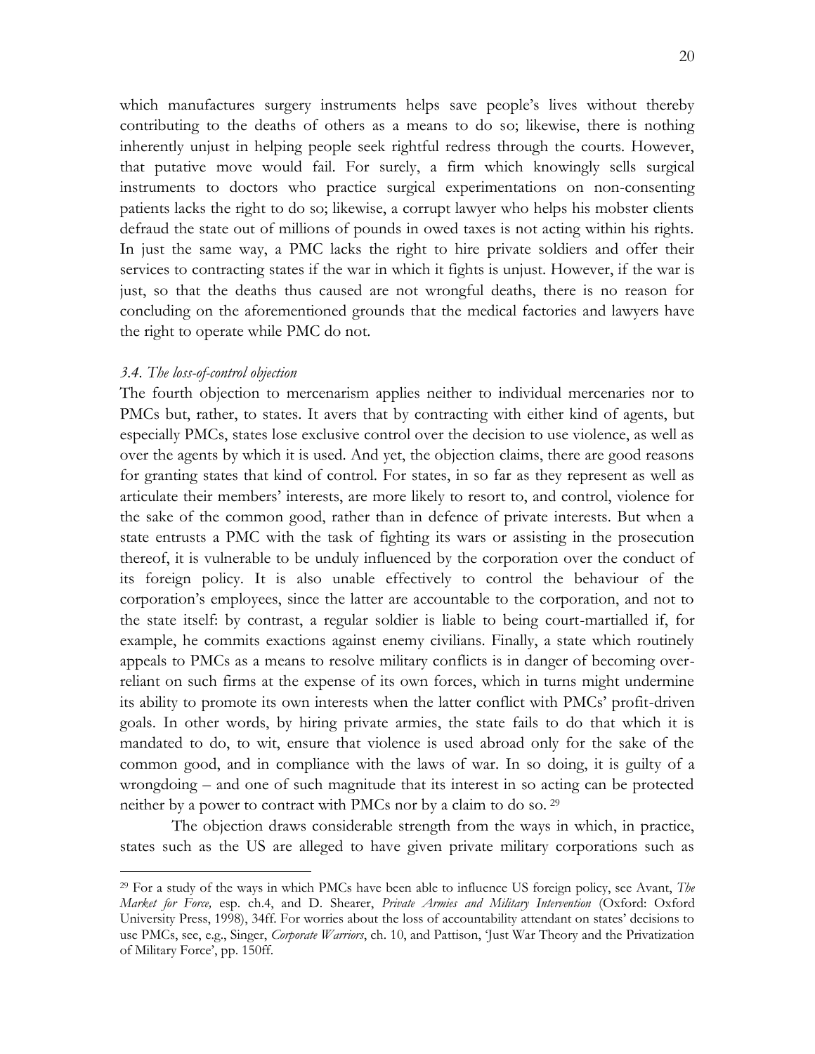which manufactures surgery instruments helps save people's lives without thereby contributing to the deaths of others as a means to do so; likewise, there is nothing inherently unjust in helping people seek rightful redress through the courts. However, that putative move would fail. For surely, a firm which knowingly sells surgical instruments to doctors who practice surgical experimentations on non-consenting patients lacks the right to do so; likewise, a corrupt lawyer who helps his mobster clients defraud the state out of millions of pounds in owed taxes is not acting within his rights. In just the same way, a PMC lacks the right to hire private soldiers and offer their services to contracting states if the war in which it fights is unjust. However, if the war is just, so that the deaths thus caused are not wrongful deaths, there is no reason for concluding on the aforementioned grounds that the medical factories and lawyers have the right to operate while PMC do not.

### *3.4. The loss-of-control objection*

The fourth objection to mercenarism applies neither to individual mercenaries nor to PMCs but, rather, to states. It avers that by contracting with either kind of agents, but especially PMCs, states lose exclusive control over the decision to use violence, as well as over the agents by which it is used. And yet, the objection claims, there are good reasons for granting states that kind of control. For states, in so far as they represent as well as articulate their members' interests, are more likely to resort to, and control, violence for the sake of the common good, rather than in defence of private interests. But when a state entrusts a PMC with the task of fighting its wars or assisting in the prosecution thereof, it is vulnerable to be unduly influenced by the corporation over the conduct of its foreign policy. It is also unable effectively to control the behaviour of the corporation's employees, since the latter are accountable to the corporation, and not to the state itself: by contrast, a regular soldier is liable to being court-martialled if, for example, he commits exactions against enemy civilians. Finally, a state which routinely appeals to PMCs as a means to resolve military conflicts is in danger of becoming over-reliant on such firms at the expense of its own forces, which in turns might undermine its ability to promote its own interests when the latter conflict with PMCs' profit-driven goals. In other words, by hiring private armies, the state fails to do that which it is mandated to do, to wit, ensure that violence is used abroad only for the sake of the common good, and in compliance with the laws of war. In so doing, it is guilty of a wrongdoing – and one of such magnitude that its interest in so acting can be protected neither by a power to contract with PMCs nor by a claim to do so. [29]

The objection draws considerable strength from the ways in which, in practice, states such as the US are alleged to have given private military corporations such as

[29] For a study of the ways in which PMCs have been able to influence US foreign policy, see Avant, *The Market for Force,* esp. ch.4, and D. Shearer, *Private Armies and Military Intervention* (Oxford: Oxford University Press, 1998), 34ff. For worries about the loss of accountability attendant on states' decisions to use PMCs, see, e.g., Singer, *Corporate Warriors*, ch. 10, and Pattison, 'Just War Theory and the Privatization of Military Force', pp. 150ff.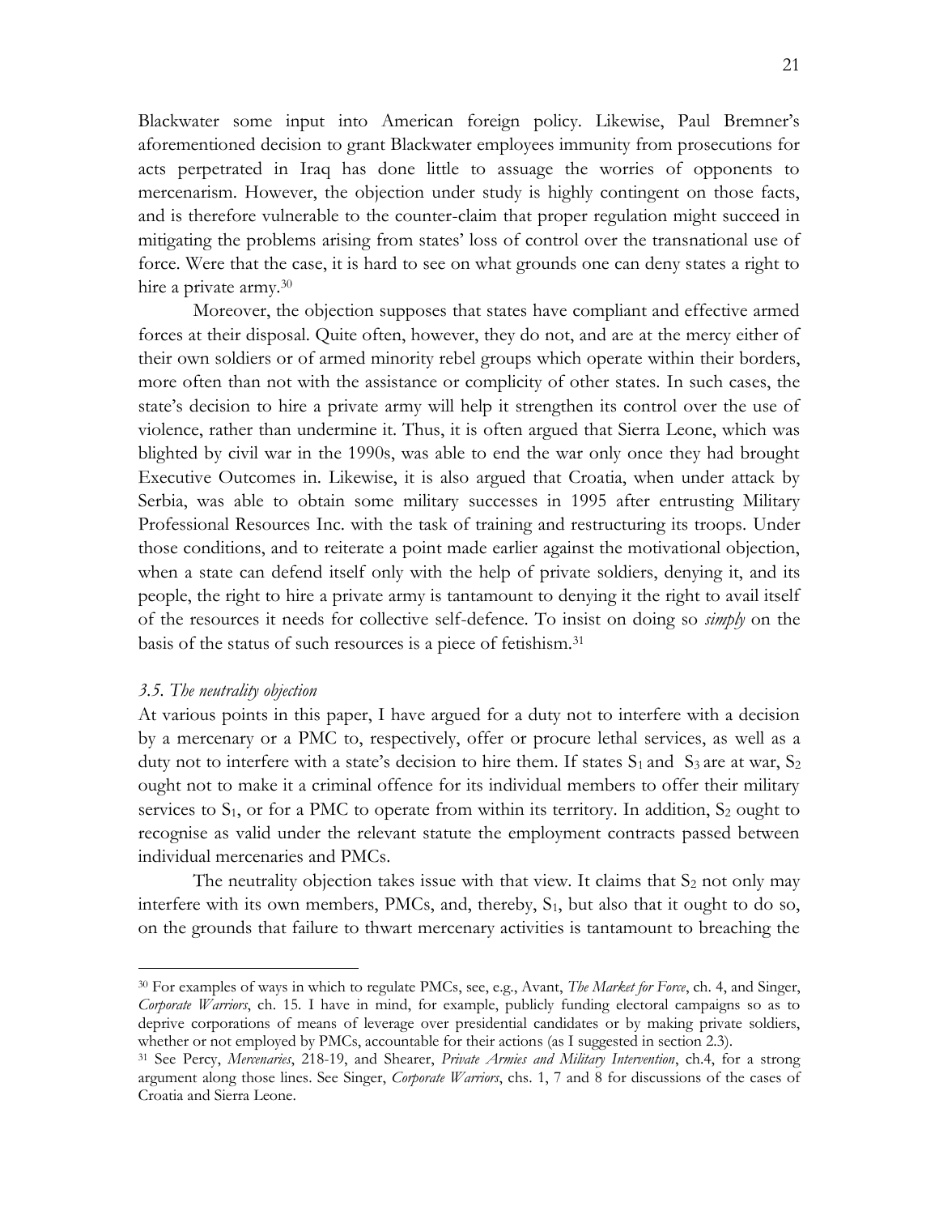Blackwater some input into American foreign policy. Likewise, Paul Bremner's aforementioned decision to grant Blackwater employees immunity from prosecutions for acts perpetrated in Iraq has done little to assuage the worries of opponents to mercenarism. However, the objection under study is highly contingent on those facts, and is therefore vulnerable to the counter-claim that proper regulation might succeed in mitigating the problems arising from states' loss of control over the transnational use of force. Were that the case, it is hard to see on what grounds one can deny states a right to hire a private army.[30]

Moreover, the objection supposes that states have compliant and effective armed forces at their disposal. Quite often, however, they do not, and are at the mercy either of their own soldiers or of armed minority rebel groups which operate within their borders, more often than not with the assistance or complicity of other states. In such cases, the state's decision to hire a private army will help it strengthen its control over the use of violence, rather than undermine it. Thus, it is often argued that Sierra Leone, which was blighted by civil war in the 1990s, was able to end the war only once they had brought Executive Outcomes in. Likewise, it is also argued that Croatia, when under attack by Serbia, was able to obtain some military successes in 1995 after entrusting Military Professional Resources Inc. with the task of training and restructuring its troops. Under those conditions, and to reiterate a point made earlier against the motivational objection, when a state can defend itself only with the help of private soldiers, denying it, and its people, the right to hire a private army is tantamount to denying it the right to avail itself of the resources it needs for collective self-defence. To insist on doing so *simply* on the basis of the status of such resources is a piece of fetishism.[31]

### *3.5. The neutrality objection*

At various points in this paper, I have argued for a duty not to interfere with a decision by a mercenary or a PMC to, respectively, offer or procure lethal services, as well as a duty not to interfere with a state's decision to hire them. If states $S_1$ and $S_3$ are at war, $S_2$ ought not to make it a criminal offence for its individual members to offer their military services to $S_1$, or for a PMC to operate from within its territory. In addition, $S_2$ ought to recognise as valid under the relevant statute the employment contracts passed between individual mercenaries and PMCs.

The neutrality objection takes issue with that view. It claims that $S_2$ not only may interfere with its own members, PMCs, and, thereby, $S_1$, but also that it ought to do so, on the grounds that failure to thwart mercenary activities is tantamount to breaching the

---

[30] For examples of ways in which to regulate PMCs, see, e.g., Avant, *The Market for Force*, ch. 4, and Singer, *Corporate Warriors*, ch. 15. I have in mind, for example, publicly funding electoral campaigns so as to deprive corporations of means of leverage over presidential candidates or by making private soldiers, whether or not employed by PMCs, accountable for their actions (as I suggested in section 2.3).

[31] See Percy, *Mercenaries*, 218-19, and Shearer, *Private Armies and Military Intervention*, ch.4, for a strong argument along those lines. See Singer, *Corporate Warriors*, chs. 1, 7 and 8 for discussions of the cases of Croatia and Sierra Leone.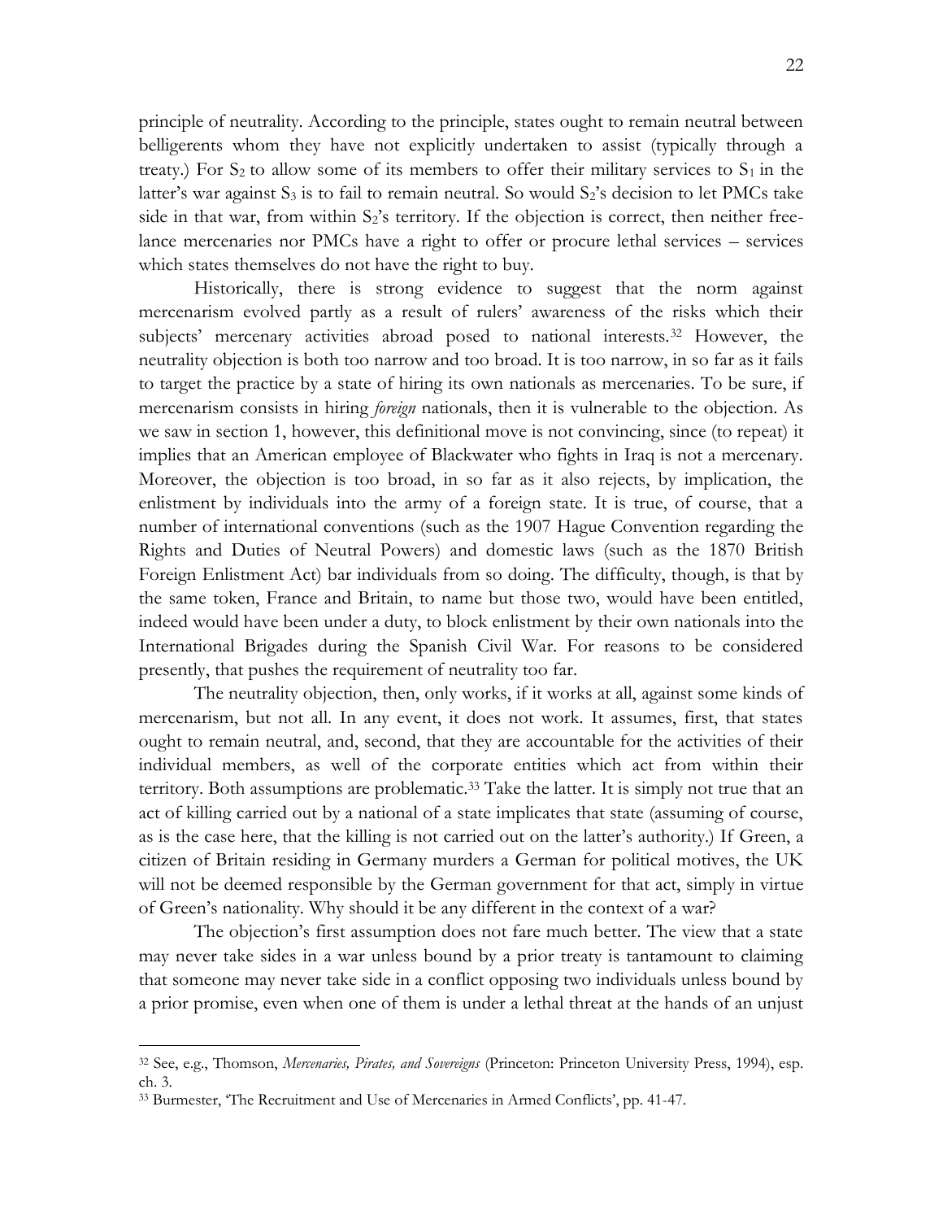principle of neutrality. According to the principle, states ought to remain neutral between belligerents whom they have not explicitly undertaken to assist (typically through a treaty.) For $S_2$ to allow some of its members to offer their military services to $S_1$ in the latter's war against $S_3$ is to fail to remain neutral. So would $S_2$'s decision to let PMCs take side in that war, from within $S_2$'s territory. If the objection is correct, then neither free-lance mercenaries nor PMCs have a right to offer or procure lethal services – services which states themselves do not have the right to buy.

Historically, there is strong evidence to suggest that the norm against mercenarism evolved partly as a result of rulers' awareness of the risks which their subjects' mercenary activities abroad posed to national interests.[32] However, the neutrality objection is both too narrow and too broad. It is too narrow, in so far as it fails to target the practice by a state of hiring its own nationals as mercenaries. To be sure, if mercenarism consists in hiring *foreign* nationals, then it is vulnerable to the objection. As we saw in section 1, however, this definitional move is not convincing, since (to repeat) it implies that an American employee of Blackwater who fights in Iraq is not a mercenary. Moreover, the objection is too broad, in so far as it also rejects, by implication, the enlistment by individuals into the army of a foreign state. It is true, of course, that a number of international conventions (such as the 1907 Hague Convention regarding the Rights and Duties of Neutral Powers) and domestic laws (such as the 1870 British Foreign Enlistment Act) bar individuals from so doing. The difficulty, though, is that by the same token, France and Britain, to name but those two, would have been entitled, indeed would have been under a duty, to block enlistment by their own nationals into the International Brigades during the Spanish Civil War. For reasons to be considered presently, that pushes the requirement of neutrality too far.

The neutrality objection, then, only works, if it works at all, against some kinds of mercenarism, but not all. In any event, it does not work. It assumes, first, that states ought to remain neutral, and, second, that they are accountable for the activities of their individual members, as well of the corporate entities which act from within their territory. Both assumptions are problematic.[33] Take the latter. It is simply not true that an act of killing carried out by a national of a state implicates that state (assuming of course, as is the case here, that the killing is not carried out on the latter's authority.) If Green, a citizen of Britain residing in Germany murders a German for political motives, the UK will not be deemed responsible by the German government for that act, simply in virtue of Green's nationality. Why should it be any different in the context of a war?

The objection's first assumption does not fare much better. The view that a state may never take sides in a war unless bound by a prior treaty is tantamount to claiming that someone may never take side in a conflict opposing two individuals unless bound by a prior promise, even when one of them is under a lethal threat at the hands of an unjust

---

[32] See, e.g., Thomson, *Mercenaries, Pirates, and Sovereigns* (Princeton: Princeton University Press, 1994), esp. ch. 3.

[33] Burmester, 'The Recruitment and Use of Mercenaries in Armed Conflicts', pp. 41-47.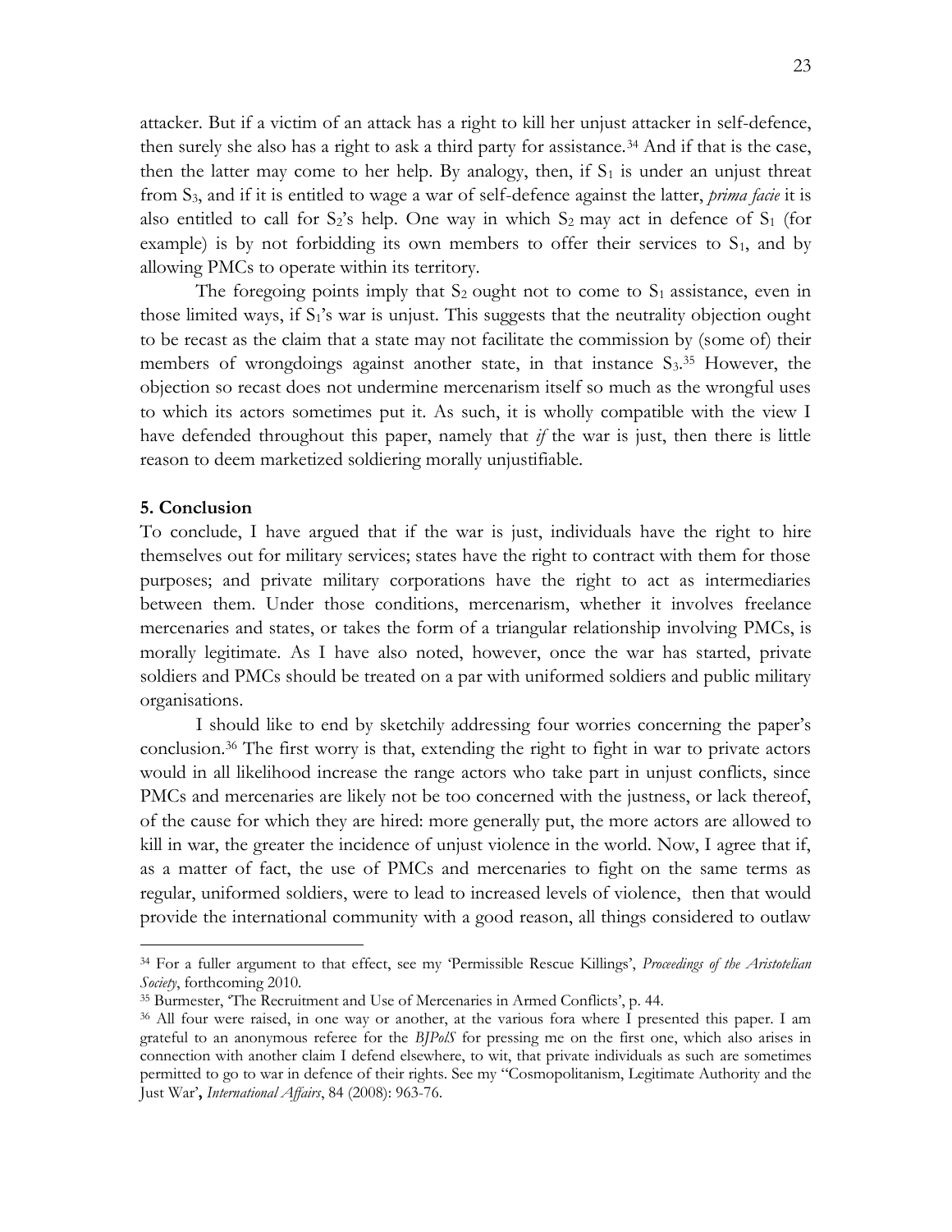attacker. But if a victim of an attack has a right to kill her unjust attacker in self-defence, then surely she also has a right to ask a third party for assistance.[34] And if that is the case, then the latter may come to her help. By analogy, then, if $S_1$ is under an unjust threat from $S_3$, and if it is entitled to wage a war of self-defence against the latter, *prima facie* it is also entitled to call for $S_2$'s help. One way in which $S_2$ may act in defence of $S_1$ (for example) is by not forbidding its own members to offer their services to $S_1$, and by allowing PMCs to operate within its territory.

The foregoing points imply that $S_2$ ought not to come to $S_1$ assistance, even in those limited ways, if $S_1$'s war is unjust. This suggests that the neutrality objection ought to be recast as the claim that a state may not facilitate the commission by (some of) their members of wrongdoings against another state, in that instance $S_3$.[35] However, the objection so recast does not undermine mercenarism itself so much as the wrongful uses to which its actors sometimes put it. As such, it is wholly compatible with the view I have defended throughout this paper, namely that *if* the war is just, then there is little reason to deem marketized soldiering morally unjustifiable.

## 5. Conclusion

To conclude, I have argued that if the war is just, individuals have the right to hire themselves out for military services; states have the right to contract with them for those purposes; and private military corporations have the right to act as intermediaries between them. Under those conditions, mercenarism, whether it involves freelance mercenaries and states, or takes the form of a triangular relationship involving PMCs, is morally legitimate. As I have also noted, however, once the war has started, private soldiers and PMCs should be treated on a par with uniformed soldiers and public military organisations.

I should like to end by sketchily addressing four worries concerning the paper's conclusion.[36] The first worry is that, extending the right to fight in war to private actors would in all likelihood increase the range actors who take part in unjust conflicts, since PMCs and mercenaries are likely not be too concerned with the justness, or lack thereof, of the cause for which they are hired: more generally put, the more actors are allowed to kill in war, the greater the incidence of unjust violence in the world. Now, I agree that if, as a matter of fact, the use of PMCs and mercenaries to fight on the same terms as regular, uniformed soldiers, were to lead to increased levels of violence, then that would provide the international community with a good reason, all things considered to outlaw

---

[34] For a fuller argument to that effect, see my 'Permissible Rescue Killings', *Proceedings of the Aristotelian Society*, forthcoming 2010.

[35] Burmester, 'The Recruitment and Use of Mercenaries in Armed Conflicts', p. 44.

[36] All four were raised, in one way or another, at the various fora where I presented this paper. I am grateful to an anonymous referee for the *BJPolS* for pressing me on the first one, which also arises in connection with another claim I defend elsewhere, to wit, that private individuals as such are sometimes permitted to go to war in defence of their rights. See my "Cosmopolitanism, Legitimate Authority and the Just War', *International Affairs*, 84 (2008): 963-76.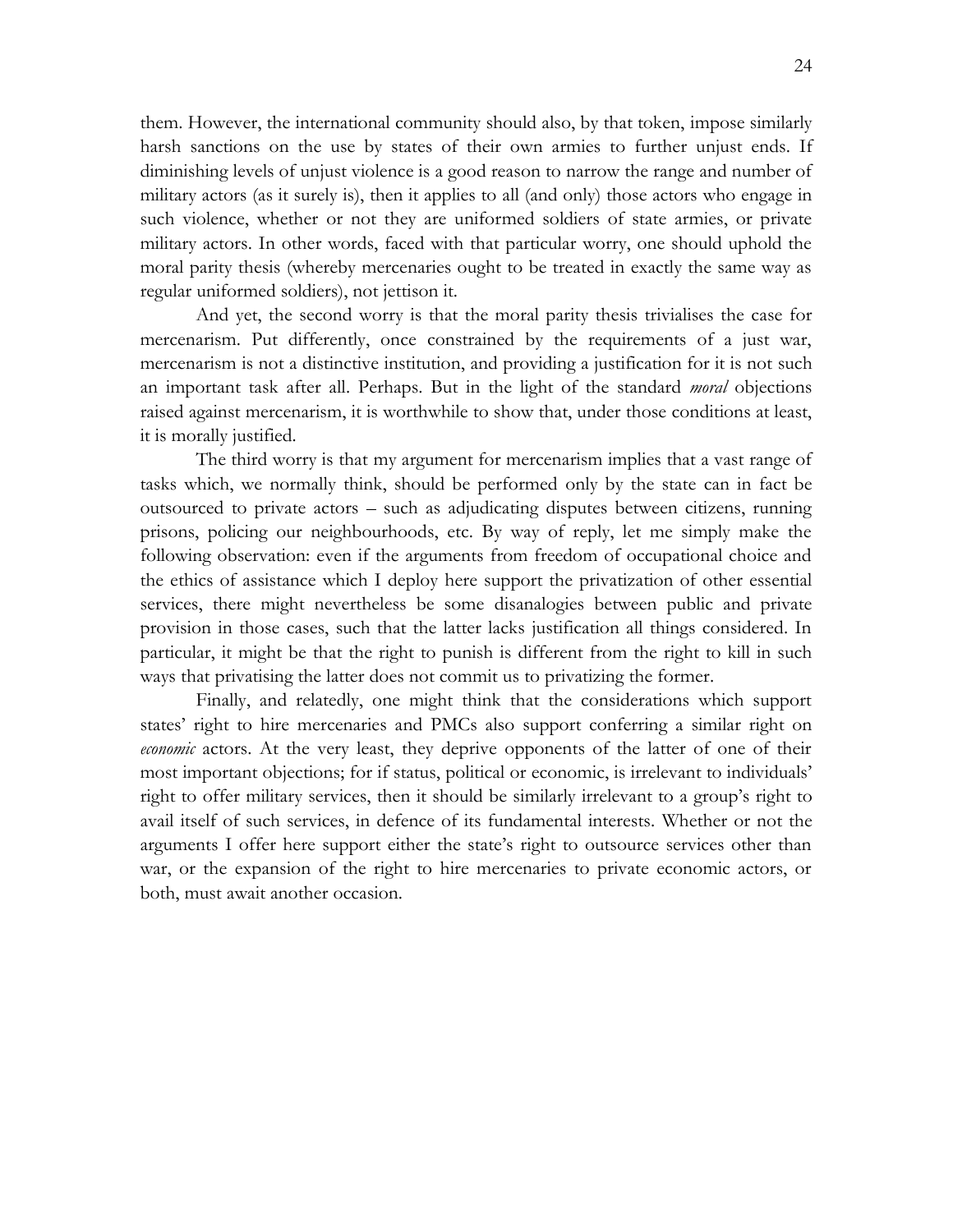them. However, the international community should also, by that token, impose similarly harsh sanctions on the use by states of their own armies to further unjust ends. If diminishing levels of unjust violence is a good reason to narrow the range and number of military actors (as it surely is), then it applies to all (and only) those actors who engage in such violence, whether or not they are uniformed soldiers of state armies, or private military actors. In other words, faced with that particular worry, one should uphold the moral parity thesis (whereby mercenaries ought to be treated in exactly the same way as regular uniformed soldiers), not jettison it.

And yet, the second worry is that the moral parity thesis trivialises the case for mercenarism. Put differently, once constrained by the requirements of a just war, mercenarism is not a distinctive institution, and providing a justification for it is not such an important task after all. Perhaps. But in the light of the standard *moral* objections raised against mercenarism, it is worthwhile to show that, under those conditions at least, it is morally justified.

The third worry is that my argument for mercenarism implies that a vast range of tasks which, we normally think, should be performed only by the state can in fact be outsourced to private actors – such as adjudicating disputes between citizens, running prisons, policing our neighbourhoods, etc. By way of reply, let me simply make the following observation: even if the arguments from freedom of occupational choice and the ethics of assistance which I deploy here support the privatization of other essential services, there might nevertheless be some disanalogies between public and private provision in those cases, such that the latter lacks justification all things considered. In particular, it might be that the right to punish is different from the right to kill in such ways that privatising the latter does not commit us to privatizing the former.

Finally, and relatedly, one might think that the considerations which support states' right to hire mercenaries and PMCs also support conferring a similar right on *economic* actors. At the very least, they deprive opponents of the latter of one of their most important objections; for if status, political or economic, is irrelevant to individuals' right to offer military services, then it should be similarly irrelevant to a group's right to avail itself of such services, in defence of its fundamental interests. Whether or not the arguments I offer here support either the state's right to outsource services other than war, or the expansion of the right to hire mercenaries to private economic actors, or both, must await another occasion.